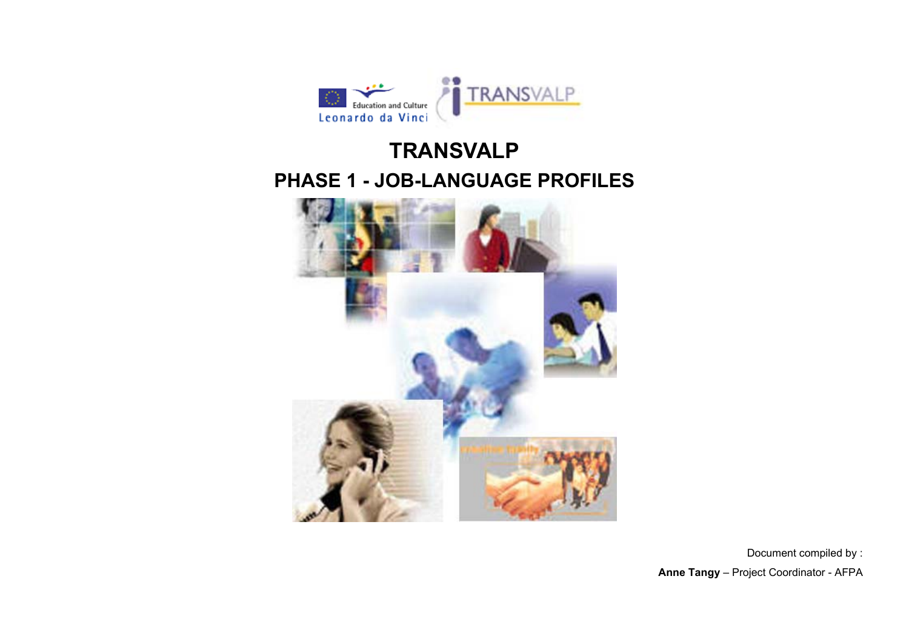# TRANSVALP

## PHASE 1 - JOB-LANGUAGE PROFILES

Document compiled by :

**Anne Tangy** – Project Coordinator - AFPA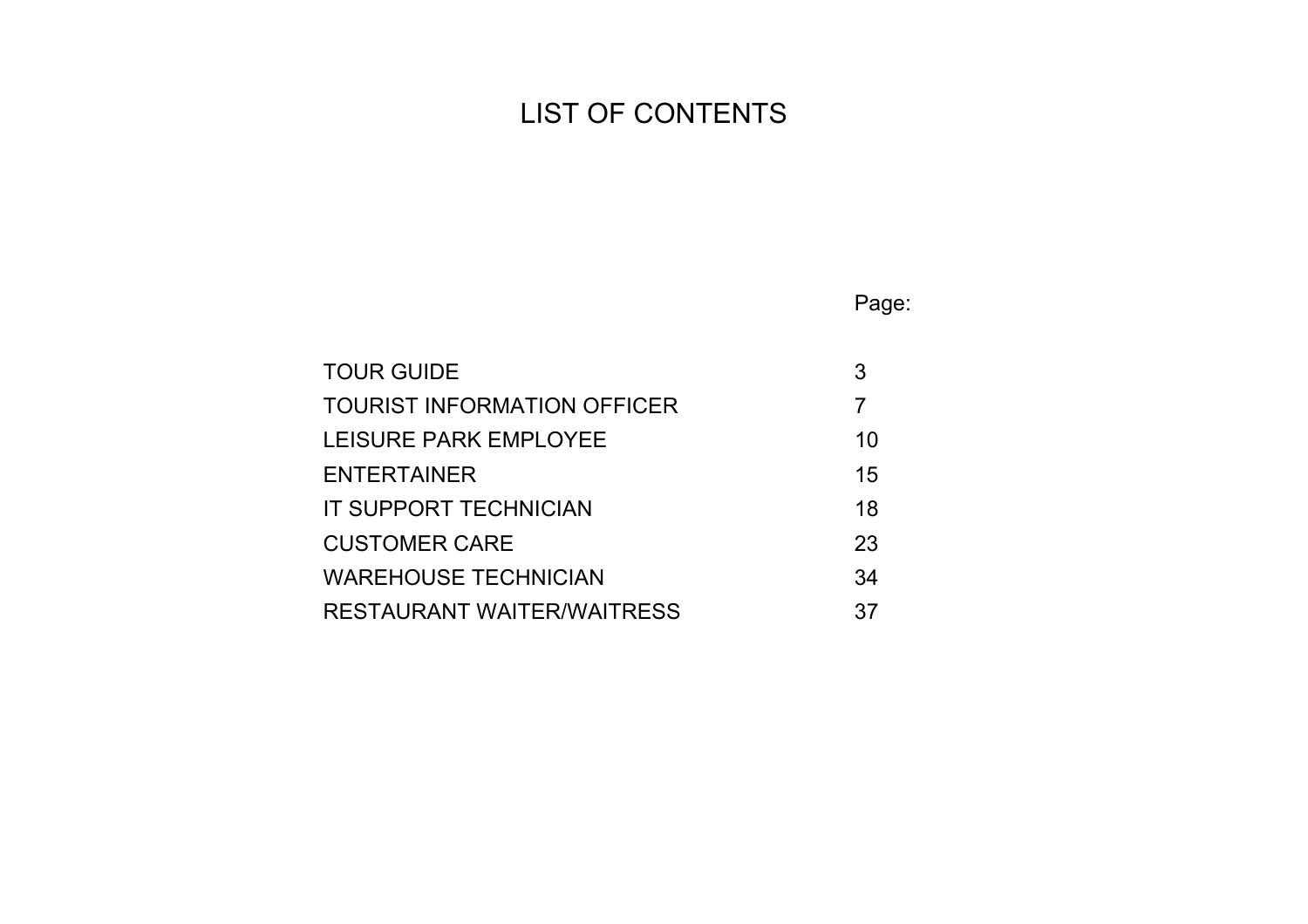# LIST OF CONTENTS

| | Page: |
|---|---|
| TOUR GUIDE | 3 |
| TOURIST INFORMATION OFFICER | 7 |
| LEISURE PARK EMPLOYEE | 10 |
| ENTERTAINER | 15 |
| IT SUPPORT TECHNICIAN | 18 |
| CUSTOMER CARE | 23 |
| WAREHOUSE TECHNICIAN | 34 |
| RESTAURANT WAITER/WAITRESS | 37 |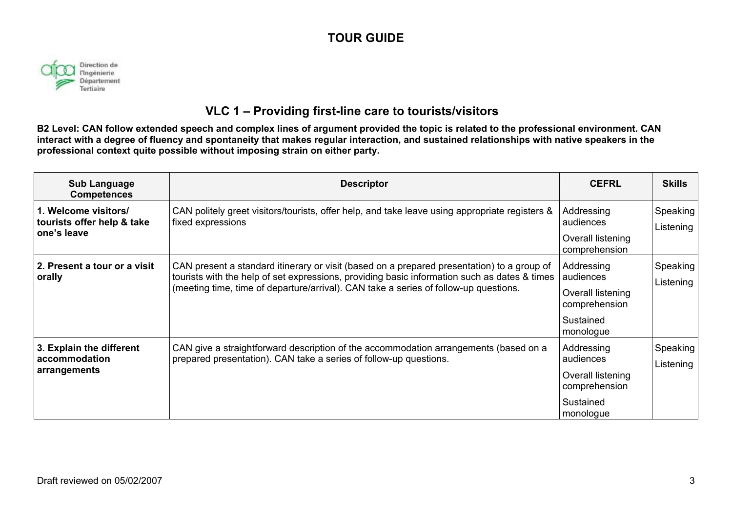# TOUR GUIDE

## VLC 1 – Providing first-line care to tourists/visitors

**B2 Level: CAN follow extended speech and complex lines of argument provided the topic is related to the professional environment. CAN interact with a degree of fluency and spontaneity that makes regular interaction, and sustained relationships with native speakers in the professional context quite possible without imposing strain on either party.**

| Sub Language Competences | Descriptor | CEFRL | Skills |
|---|---|---|---|
| **1. Welcome visitors/ tourists offer help & take one's leave** | CAN politely greet visitors/tourists, offer help, and take leave using appropriate registers & fixed expressions | Addressing audiences<br>Overall listening comprehension | Speaking<br>Listening |
| **2. Present a tour or a visit orally** | CAN present a standard itinerary or visit (based on a prepared presentation) to a group of tourists with the help of set expressions, providing basic information such as dates & times (meeting time, time of departure/arrival). CAN take a series of follow-up questions. | Addressing audiences<br>Overall listening comprehension<br>Sustained monologue | Speaking<br>Listening |
| **3. Explain the different accommodation arrangements** | CAN give a straightforward description of the accommodation arrangements (based on a prepared presentation). CAN take a series of follow-up questions. | Addressing audiences<br>Overall listening comprehension<br>Sustained monologue | Speaking<br>Listening |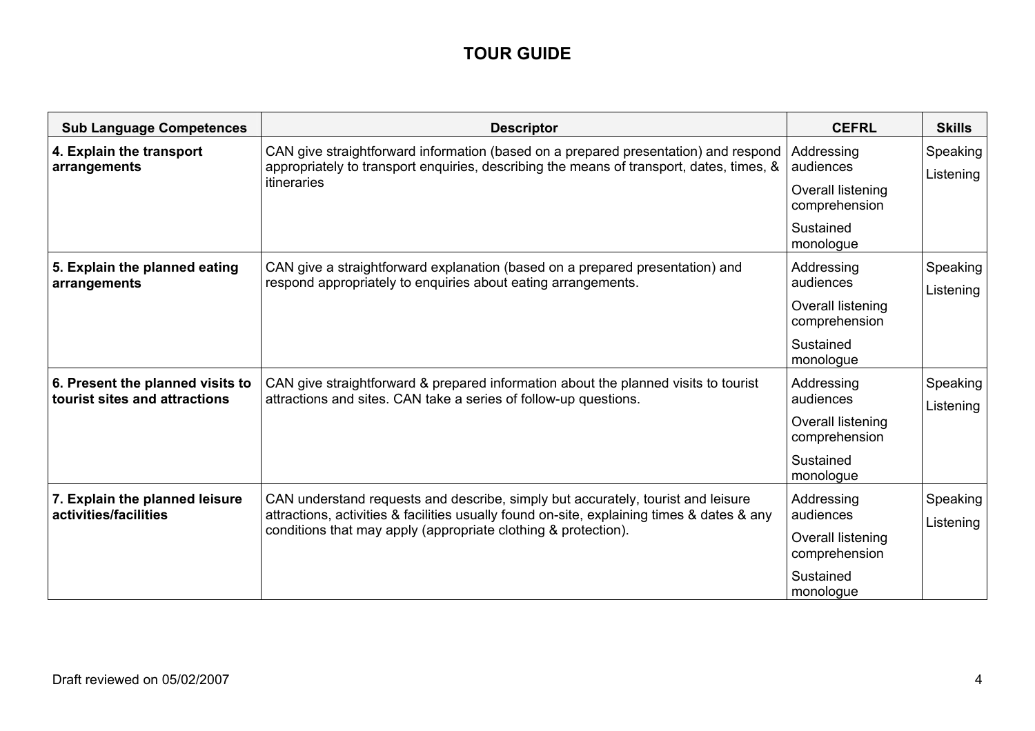# TOUR GUIDE

| Sub Language Competences | Descriptor | CEFRL | Skills |
|---|---|---|---|
| **4. Explain the transport arrangements** | CAN give straightforward information (based on a prepared presentation) and respond appropriately to transport enquiries, describing the means of transport, dates, times, & itineraries | Addressing audiences<br>Overall listening comprehension<br>Sustained monologue | Speaking<br>Listening |
| **5. Explain the planned eating arrangements** | CAN give a straightforward explanation (based on a prepared presentation) and respond appropriately to enquiries about eating arrangements. | Addressing audiences<br>Overall listening comprehension<br>Sustained monologue | Speaking<br>Listening |
| **6. Present the planned visits to tourist sites and attractions** | CAN give straightforward & prepared information about the planned visits to tourist attractions and sites. CAN take a series of follow-up questions. | Addressing audiences<br>Overall listening comprehension<br>Sustained monologue | Speaking<br>Listening |
| **7. Explain the planned leisure activities/facilities** | CAN understand requests and describe, simply but accurately, tourist and leisure attractions, activities & facilities usually found on-site, explaining times & dates & any conditions that may apply (appropriate clothing & protection). | Addressing audiences<br>Overall listening comprehension<br>Sustained monologue | Speaking<br>Listening |

Draft reviewed on 05/02/2007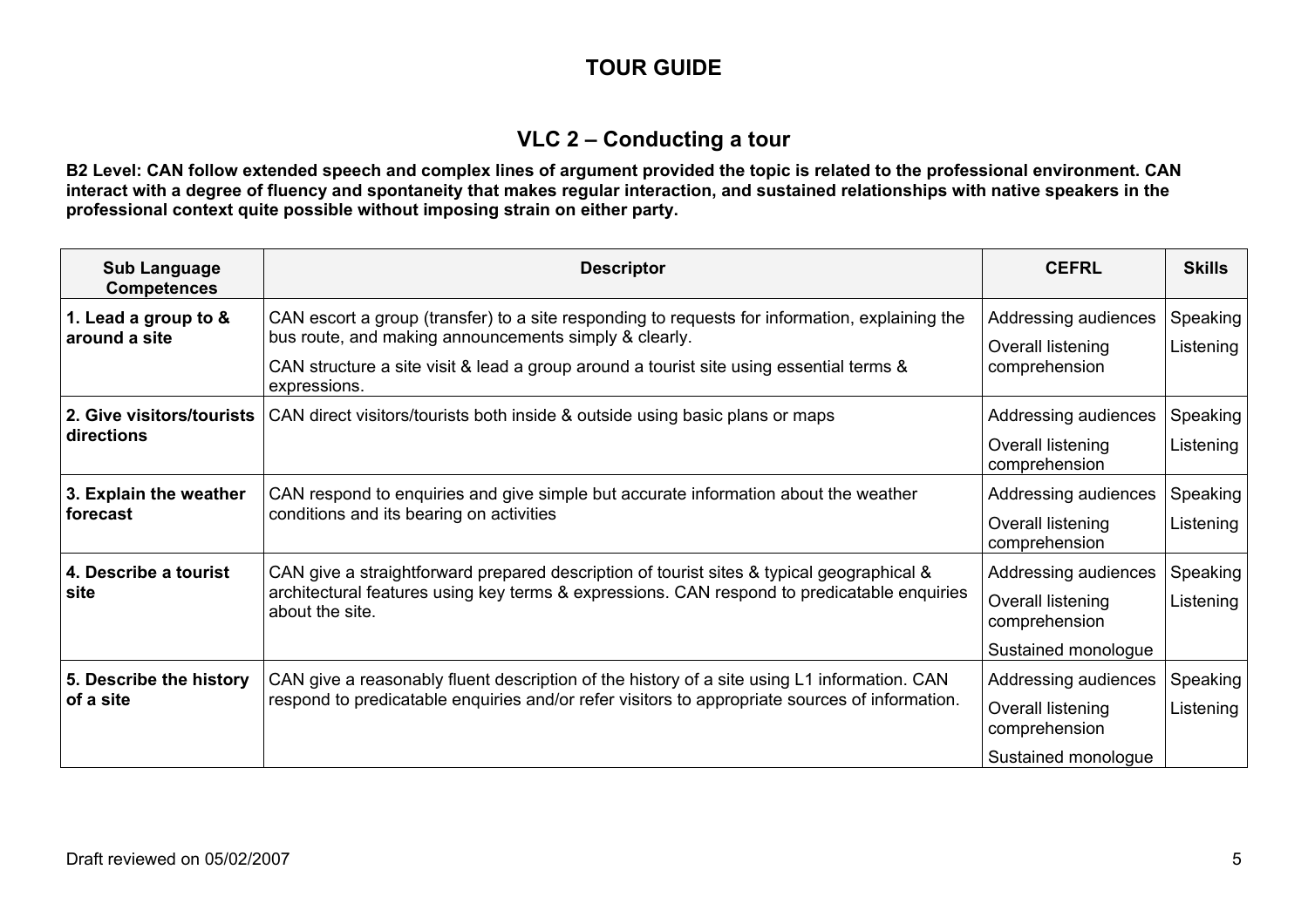# TOUR GUIDE

## VLC 2 – Conducting a tour

**B2 Level: CAN follow extended speech and complex lines of argument provided the topic is related to the professional environment. CAN interact with a degree of fluency and spontaneity that makes regular interaction, and sustained relationships with native speakers in the professional context quite possible without imposing strain on either party.**

| Sub Language Competences | Descriptor | CEFRL | Skills |
|---|---|---|---|
| **1. Lead a group to & around a site** | CAN escort a group (transfer) to a site responding to requests for information, explaining the bus route, and making announcements simply & clearly.<br>CAN structure a site visit & lead a group around a tourist site using essential terms & expressions. | Addressing audiences<br>Overall listening comprehension | Speaking<br>Listening |
| **2. Give visitors/tourists directions** | CAN direct visitors/tourists both inside & outside using basic plans or maps | Addressing audiences<br>Overall listening comprehension | Speaking<br>Listening |
| **3. Explain the weather forecast** | CAN respond to enquiries and give simple but accurate information about the weather conditions and its bearing on activities | Addressing audiences<br>Overall listening comprehension | Speaking<br>Listening |
| **4. Describe a tourist site** | CAN give a straightforward prepared description of tourist sites & typical geographical & architectural features using key terms & expressions. CAN respond to predicatable enquiries about the site. | Addressing audiences<br>Overall listening comprehension<br>Sustained monologue | Speaking<br>Listening |
| **5. Describe the history of a site** | CAN give a reasonably fluent description of the history of a site using L1 information. CAN respond to predicatable enquiries and/or refer visitors to appropriate sources of information. | Addressing audiences<br>Overall listening comprehension<br>Sustained monologue | Speaking<br>Listening |

Draft reviewed on 05/02/2007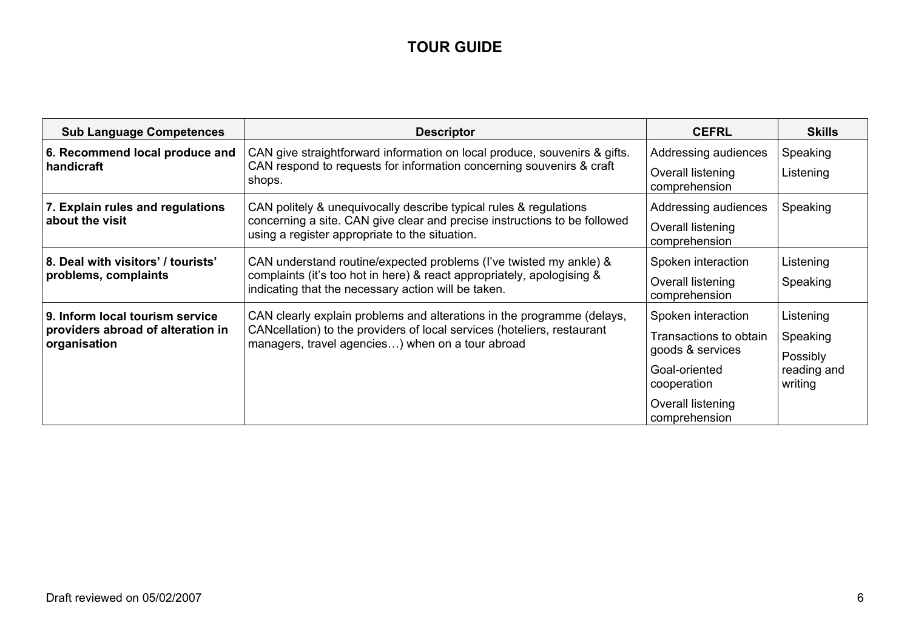# TOUR GUIDE

| Sub Language Competences | Descriptor | CEFRL | Skills |
|---|---|---|---|
| **6. Recommend local produce and handicraft** | CAN give straightforward information on local produce, souvenirs & gifts. CAN respond to requests for information concerning souvenirs & craft shops. | Addressing audiences<br>Overall listening comprehension | Speaking<br>Listening |
| **7. Explain rules and regulations about the visit** | CAN politely & unequivocally describe typical rules & regulations concerning a site. CAN give clear and precise instructions to be followed using a register appropriate to the situation. | Addressing audiences<br>Overall listening comprehension | Speaking |
| **8. Deal with visitors' / tourists' problems, complaints** | CAN understand routine/expected problems (I've twisted my ankle) & complaints (it's too hot in here) & react appropriately, apologising & indicating that the necessary action will be taken. | Spoken interaction<br>Overall listening comprehension | Listening<br>Speaking |
| **9. Inform local tourism service providers abroad of alteration in organisation** | CAN clearly explain problems and alterations in the programme (delays, CANcellation) to the providers of local services (hoteliers, restaurant managers, travel agencies…) when on a tour abroad | Spoken interaction<br>Transactions to obtain goods & services<br>Goal-oriented cooperation<br>Overall listening comprehension | Listening<br>Speaking<br>Possibly reading and writing |

Draft reviewed on 05/02/2007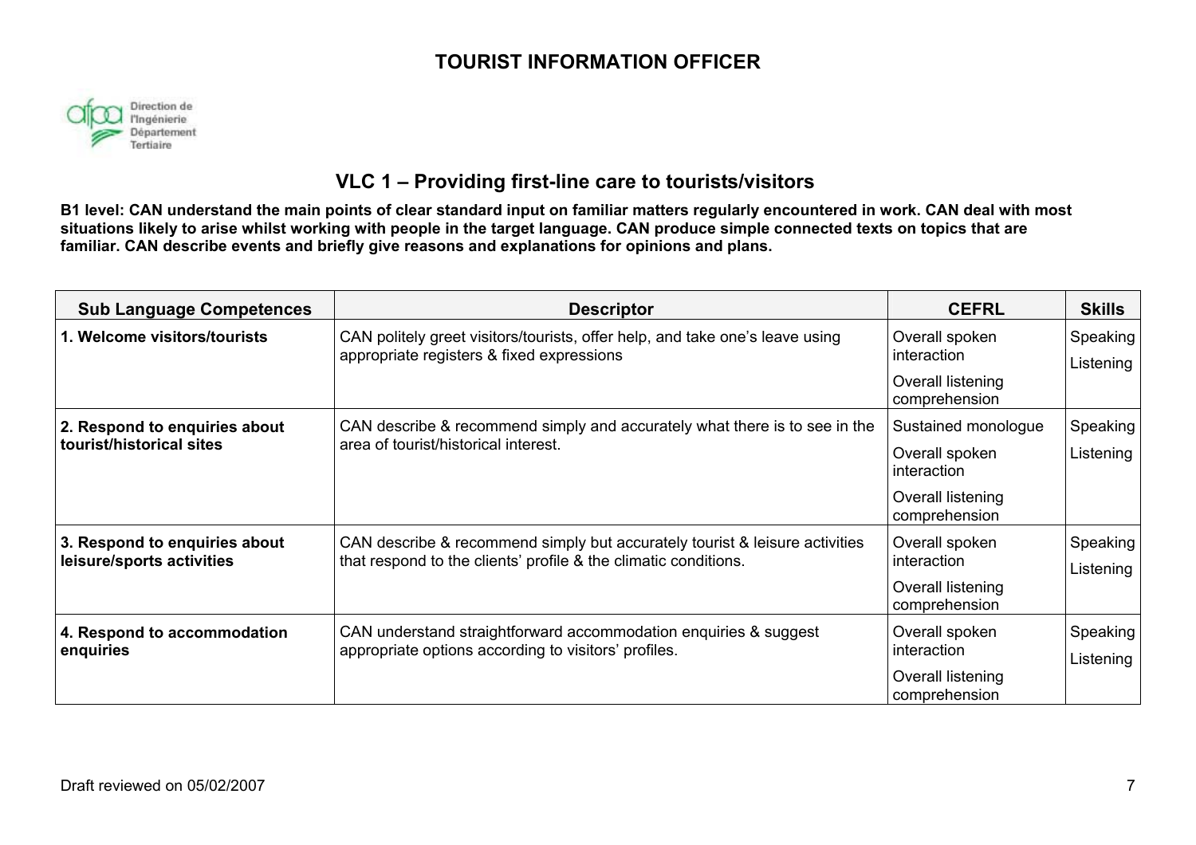# TOURIST INFORMATION OFFICER

Direction de l'Ingénierie Département Tertiaire

## VLC 1 – Providing first-line care to tourists/visitors

**B1 level: CAN understand the main points of clear standard input on familiar matters regularly encountered in work. CAN deal with most situations likely to arise whilst working with people in the target language. CAN produce simple connected texts on topics that are familiar. CAN describe events and briefly give reasons and explanations for opinions and plans.**

| Sub Language Competences | Descriptor | CEFRL | Skills |
|---|---|---|---|
| **1. Welcome visitors/tourists** | CAN politely greet visitors/tourists, offer help, and take one's leave using appropriate registers & fixed expressions | Overall spoken interaction<br>Overall listening comprehension | Speaking<br>Listening |
| **2. Respond to enquiries about tourist/historical sites** | CAN describe & recommend simply and accurately what there is to see in the area of tourist/historical interest. | Sustained monologue<br>Overall spoken interaction<br>Overall listening comprehension | Speaking<br>Listening |
| **3. Respond to enquiries about leisure/sports activities** | CAN describe & recommend simply but accurately tourist & leisure activities that respond to the clients' profile & the climatic conditions. | Overall spoken interaction<br>Overall listening comprehension | Speaking<br>Listening |
| **4. Respond to accommodation enquiries** | CAN understand straightforward accommodation enquiries & suggest appropriate options according to visitors' profiles. | Overall spoken interaction<br>Overall listening comprehension | Speaking<br>Listening |

Draft reviewed on 05/02/2007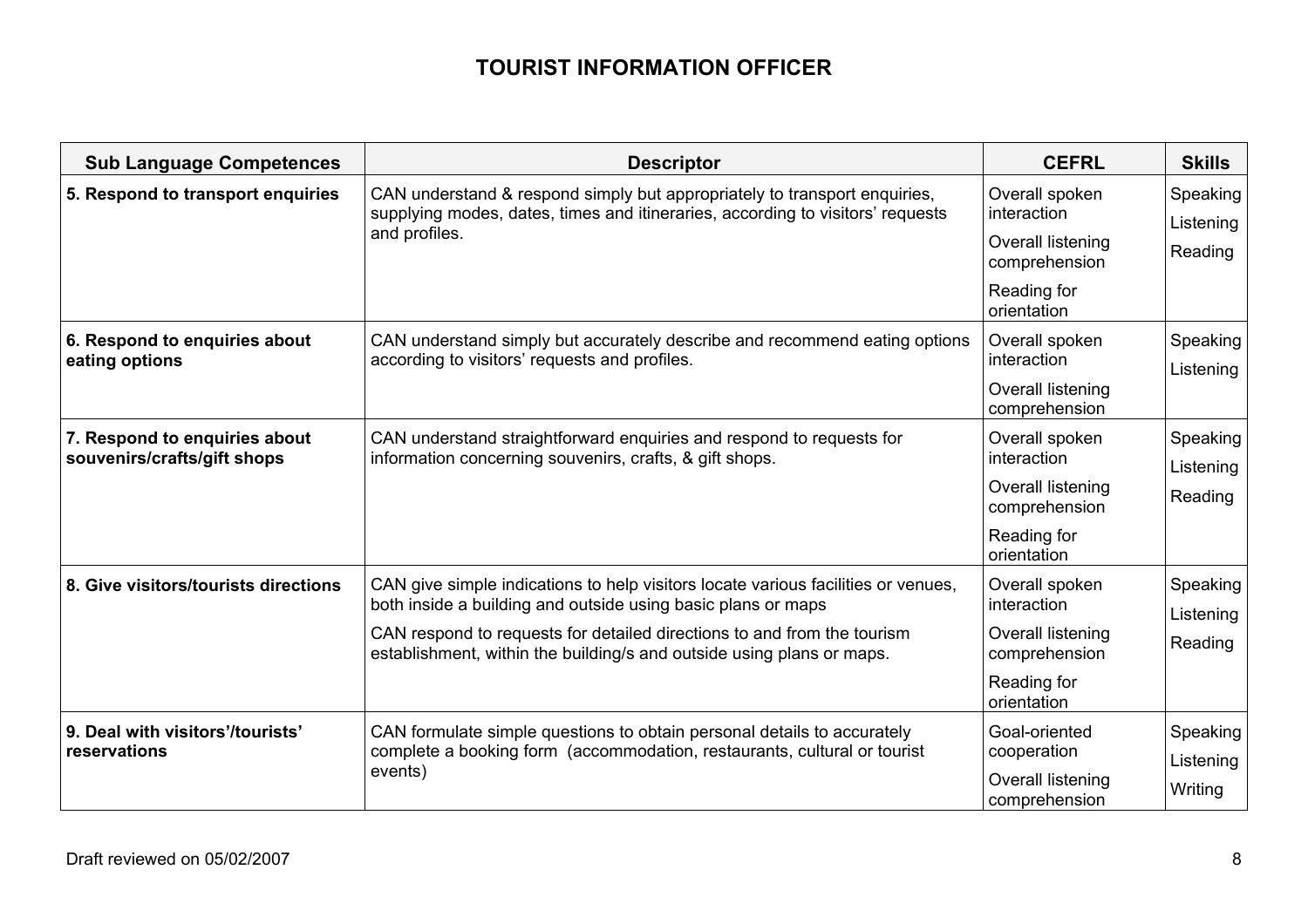# TOURIST INFORMATION OFFICER

| Sub Language Competences | Descriptor | CEFRL | Skills |
|---|---|---|---|
| **5. Respond to transport enquiries** | CAN understand & respond simply but appropriately to transport enquiries, supplying modes, dates, times and itineraries, according to visitors' requests and profiles. | Overall spoken interaction<br>Overall listening comprehension<br>Reading for orientation | Speaking<br>Listening<br>Reading |
| **6. Respond to enquiries about eating options** | CAN understand simply but accurately describe and recommend eating options according to visitors' requests and profiles. | Overall spoken interaction<br>Overall listening comprehension | Speaking<br>Listening |
| **7. Respond to enquiries about souvenirs/crafts/gift shops** | CAN understand straightforward enquiries and respond to requests for information concerning souvenirs, crafts, & gift shops. | Overall spoken interaction<br>Overall listening comprehension<br>Reading for orientation | Speaking<br>Listening<br>Reading |
| **8. Give visitors/tourists directions** | CAN give simple indications to help visitors locate various facilities or venues, both inside a building and outside using basic plans or maps<br>CAN respond to requests for detailed directions to and from the tourism establishment, within the building/s and outside using plans or maps. | Overall spoken interaction<br>Overall listening comprehension<br>Reading for orientation | Speaking<br>Listening<br>Reading |
| **9. Deal with visitors'/tourists' reservations** | CAN formulate simple questions to obtain personal details to accurately complete a booking form (accommodation, restaurants, cultural or tourist events) | Goal-oriented cooperation<br>Overall listening comprehension | Speaking<br>Listening<br>Writing |

Draft reviewed on 05/02/2007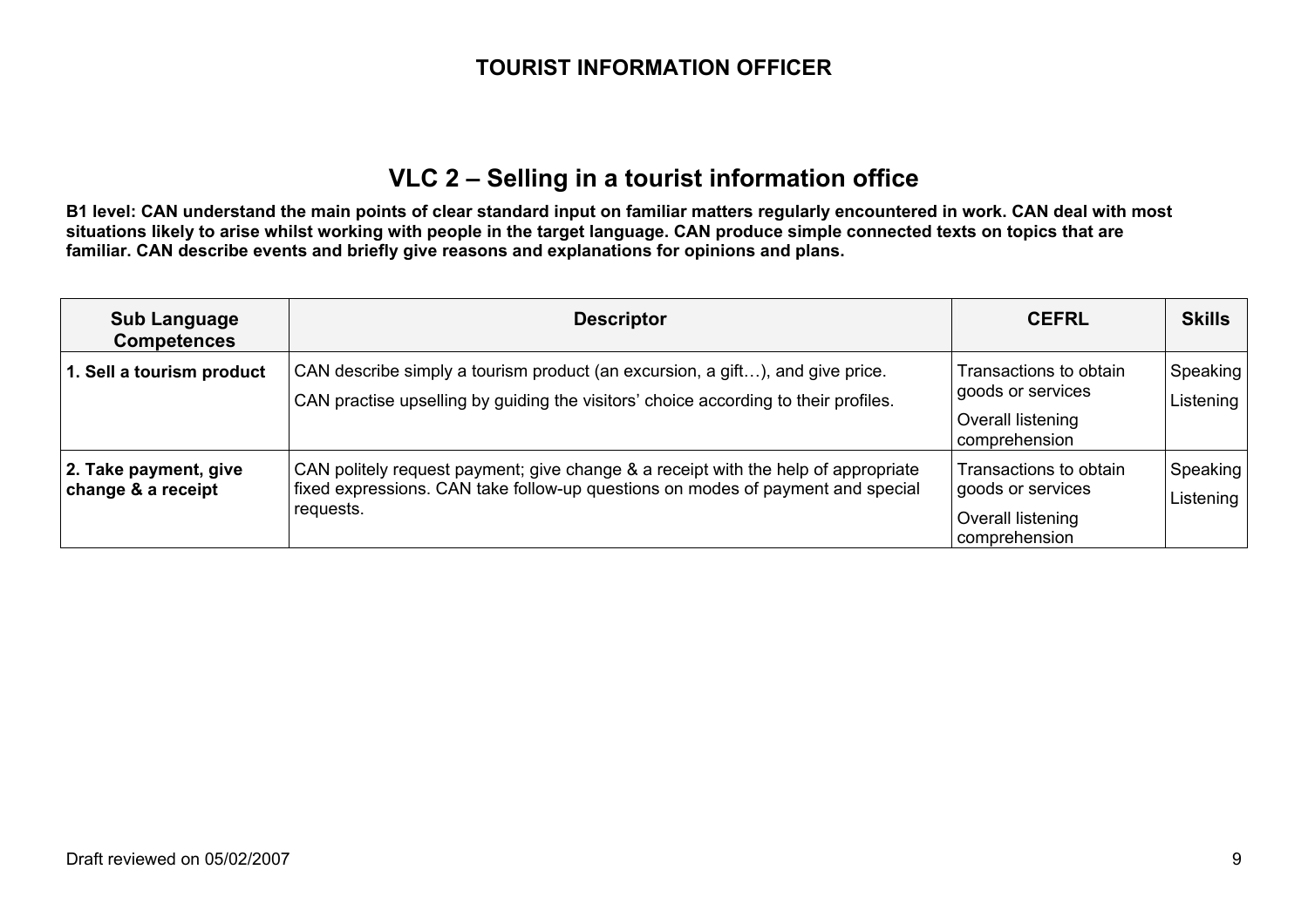# TOURIST INFORMATION OFFICER

## VLC 2 – Selling in a tourist information office

**B1 level: CAN understand the main points of clear standard input on familiar matters regularly encountered in work. CAN deal with most situations likely to arise whilst working with people in the target language. CAN produce simple connected texts on topics that are familiar. CAN describe events and briefly give reasons and explanations for opinions and plans.**

| Sub Language Competences | Descriptor | CEFRL | Skills |
|---|---|---|---|
| **1. Sell a tourism product** | CAN describe simply a tourism product (an excursion, a gift…), and give price.<br>CAN practise upselling by guiding the visitors' choice according to their profiles. | Transactions to obtain goods or services<br>Overall listening comprehension | Speaking<br>Listening |
| **2. Take payment, give change & a receipt** | CAN politely request payment; give change & a receipt with the help of appropriate fixed expressions. CAN take follow-up questions on modes of payment and special requests. | Transactions to obtain goods or services<br>Overall listening comprehension | Speaking<br>Listening |

Draft reviewed on 05/02/2007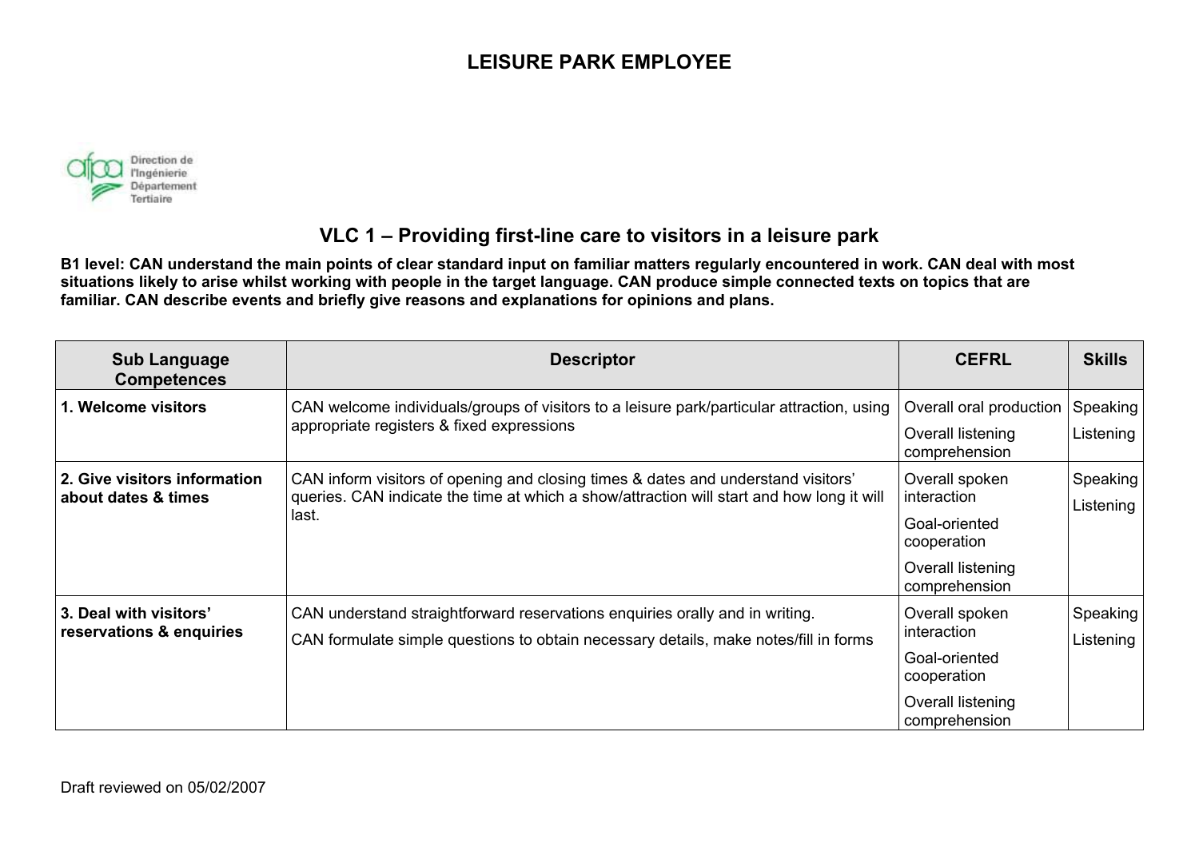# LEISURE PARK EMPLOYEE

Direction de l'Ingénierie Département Tertiaire

## VLC 1 – Providing first-line care to visitors in a leisure park

**B1 level: CAN understand the main points of clear standard input on familiar matters regularly encountered in work. CAN deal with most situations likely to arise whilst working with people in the target language. CAN produce simple connected texts on topics that are familiar. CAN describe events and briefly give reasons and explanations for opinions and plans.**

| Sub Language Competences | Descriptor | CEFRL | Skills |
|---|---|---|---|
| **1. Welcome visitors** | CAN welcome individuals/groups of visitors to a leisure park/particular attraction, using appropriate registers & fixed expressions | Overall oral production<br>Overall listening comprehension | Speaking<br>Listening |
| **2. Give visitors information about dates & times** | CAN inform visitors of opening and closing times & dates and understand visitors' queries. CAN indicate the time at which a show/attraction will start and how long it will last. | Overall spoken interaction<br>Goal-oriented cooperation<br>Overall listening comprehension | Speaking<br>Listening |
| **3. Deal with visitors' reservations & enquiries** | CAN understand straightforward reservations enquiries orally and in writing.<br>CAN formulate simple questions to obtain necessary details, make notes/fill in forms | Overall spoken interaction<br>Goal-oriented cooperation<br>Overall listening comprehension | Speaking<br>Listening |

Draft reviewed on 05/02/2007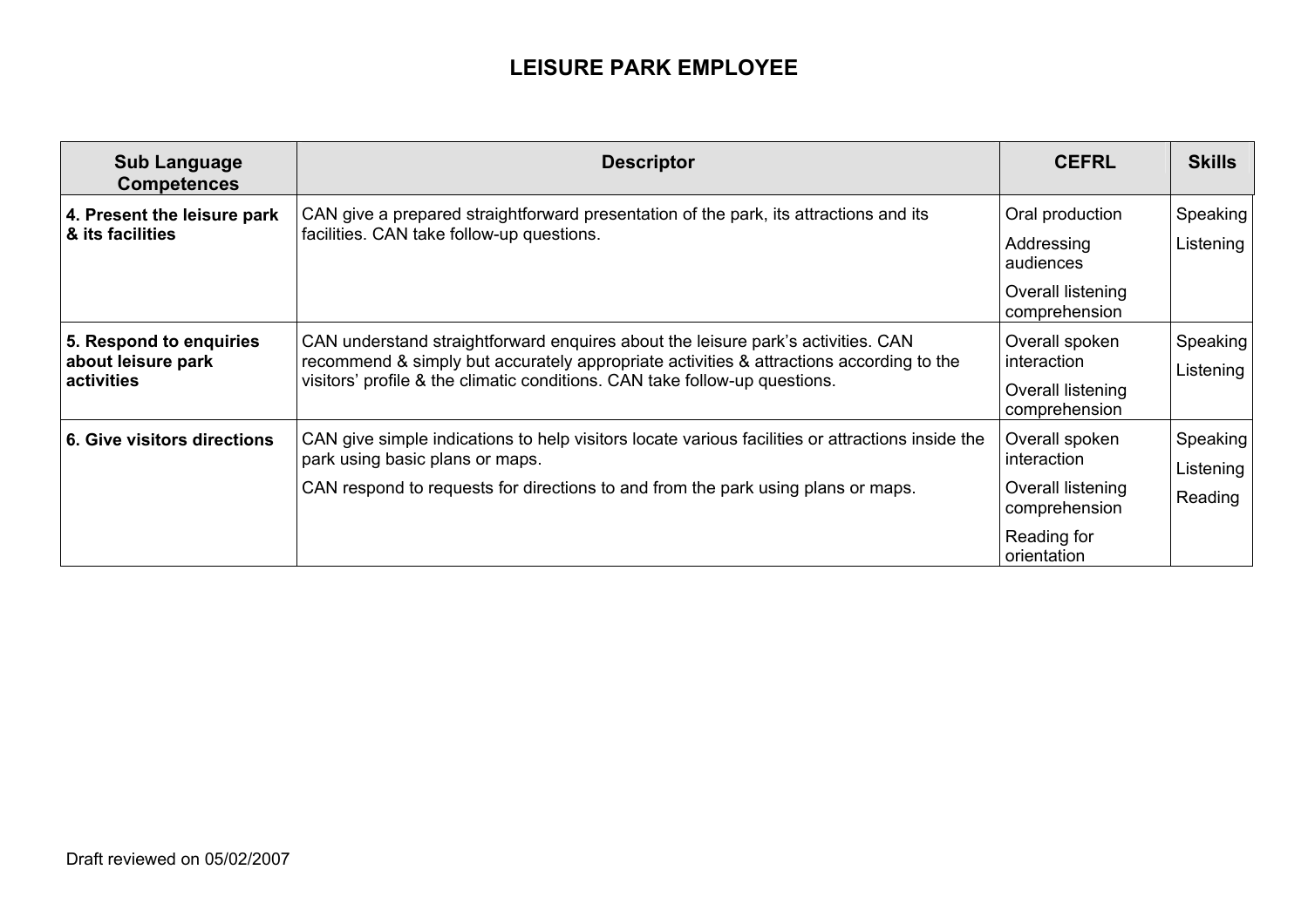# LEISURE PARK EMPLOYEE

| Sub Language Competences | Descriptor | CEFRL | Skills |
|---|---|---|---|
| **4. Present the leisure park & its facilities** | CAN give a prepared straightforward presentation of the park, its attractions and its facilities. CAN take follow-up questions. | Oral production<br>Addressing audiences<br>Overall listening comprehension | Speaking<br>Listening |
| **5. Respond to enquiries about leisure park activities** | CAN understand straightforward enquires about the leisure park's activities. CAN recommend & simply but accurately appropriate activities & attractions according to the visitors' profile & the climatic conditions. CAN take follow-up questions. | Overall spoken interaction<br>Overall listening comprehension | Speaking<br>Listening |
| **6. Give visitors directions** | CAN give simple indications to help visitors locate various facilities or attractions inside the park using basic plans or maps.<br>CAN respond to requests for directions to and from the park using plans or maps. | Overall spoken interaction<br>Overall listening comprehension<br>Reading for orientation | Speaking<br>Listening<br>Reading |

Draft reviewed on 05/02/2007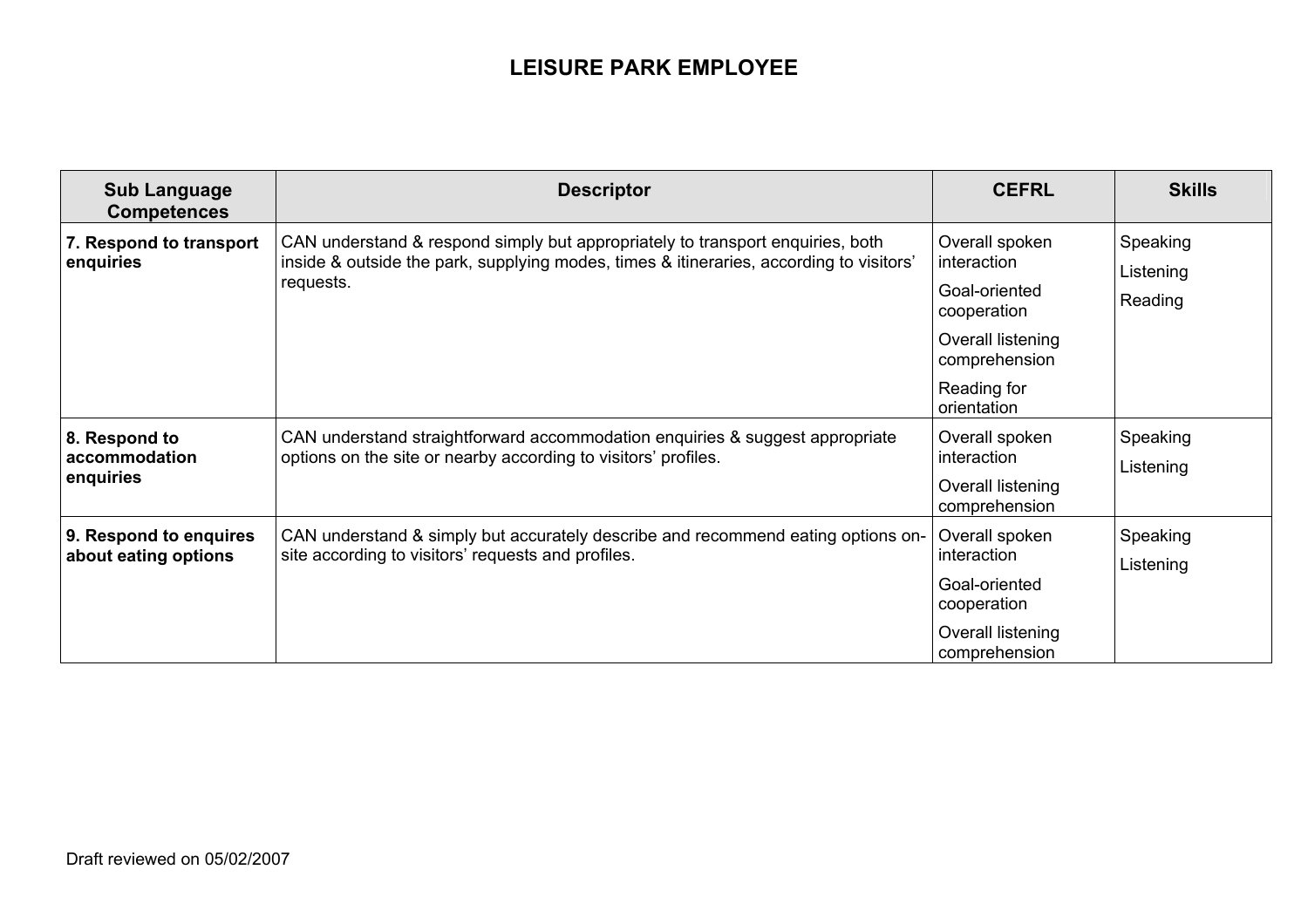# LEISURE PARK EMPLOYEE

| Sub Language Competences | Descriptor | CEFRL | Skills |
|---|---|---|---|
| **7. Respond to transport enquiries** | CAN understand & respond simply but appropriately to transport enquiries, both inside & outside the park, supplying modes, times & itineraries, according to visitors' requests. | Overall spoken interaction<br>Goal-oriented cooperation<br>Overall listening comprehension<br>Reading for orientation | Speaking<br>Listening<br>Reading |
| **8. Respond to accommodation enquiries** | CAN understand straightforward accommodation enquiries & suggest appropriate options on the site or nearby according to visitors' profiles. | Overall spoken interaction<br>Overall listening comprehension | Speaking<br>Listening |
| **9. Respond to enquires about eating options** | CAN understand & simply but accurately describe and recommend eating options on-site according to visitors' requests and profiles. | Overall spoken interaction<br>Goal-oriented cooperation<br>Overall listening comprehension | Speaking<br>Listening |

Draft reviewed on 05/02/2007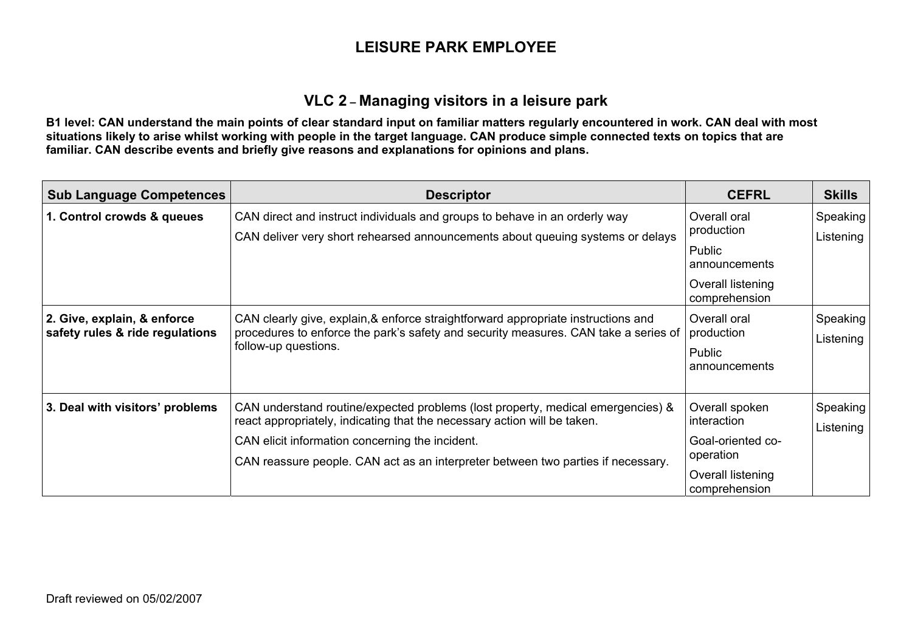# LEISURE PARK EMPLOYEE

## VLC 2 – Managing visitors in a leisure park

**B1 level: CAN understand the main points of clear standard input on familiar matters regularly encountered in work. CAN deal with most situations likely to arise whilst working with people in the target language. CAN produce simple connected texts on topics that are familiar. CAN describe events and briefly give reasons and explanations for opinions and plans.**

| Sub Language Competences | Descriptor | CEFRL | Skills |
|---|---|---|---|
| **1. Control crowds & queues** | CAN direct and instruct individuals and groups to behave in an orderly way<br>CAN deliver very short rehearsed announcements about queuing systems or delays | Overall oral production<br>Public announcements<br>Overall listening comprehension | Speaking<br>Listening |
| **2. Give, explain, & enforce safety rules & ride regulations** | CAN clearly give, explain,& enforce straightforward appropriate instructions and procedures to enforce the park's safety and security measures. CAN take a series of follow-up questions. | Overall oral production<br>Public announcements | Speaking<br>Listening |
| **3. Deal with visitors' problems** | CAN understand routine/expected problems (lost property, medical emergencies) & react appropriately, indicating that the necessary action will be taken.<br>CAN elicit information concerning the incident.<br>CAN reassure people. CAN act as an interpreter between two parties if necessary. | Overall spoken interaction<br>Goal-oriented co-operation<br>Overall listening comprehension | Speaking<br>Listening |

Draft reviewed on 05/02/2007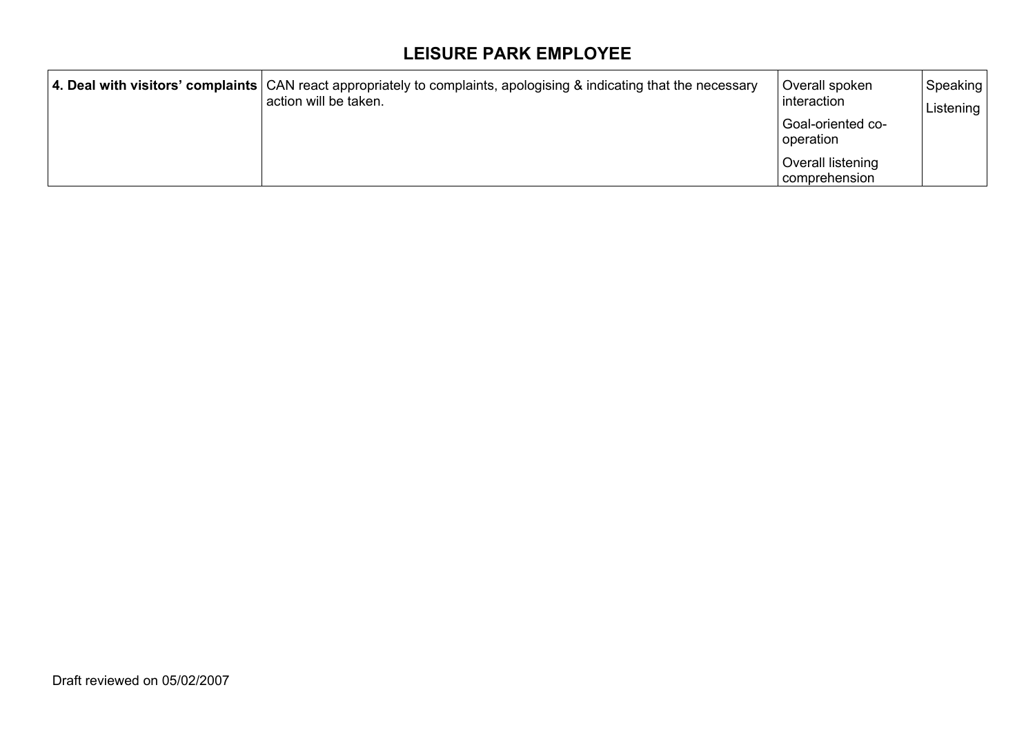## LEISURE PARK EMPLOYEE

| | | | |
|---|---|---|---|
| **4. Deal with visitors' complaints** | CAN react appropriately to complaints, apologising & indicating that the necessary action will be taken. | Overall spoken interaction<br>Goal-oriented co-operation<br>Overall listening comprehension | Speaking<br>Listening |

Draft reviewed on 05/02/2007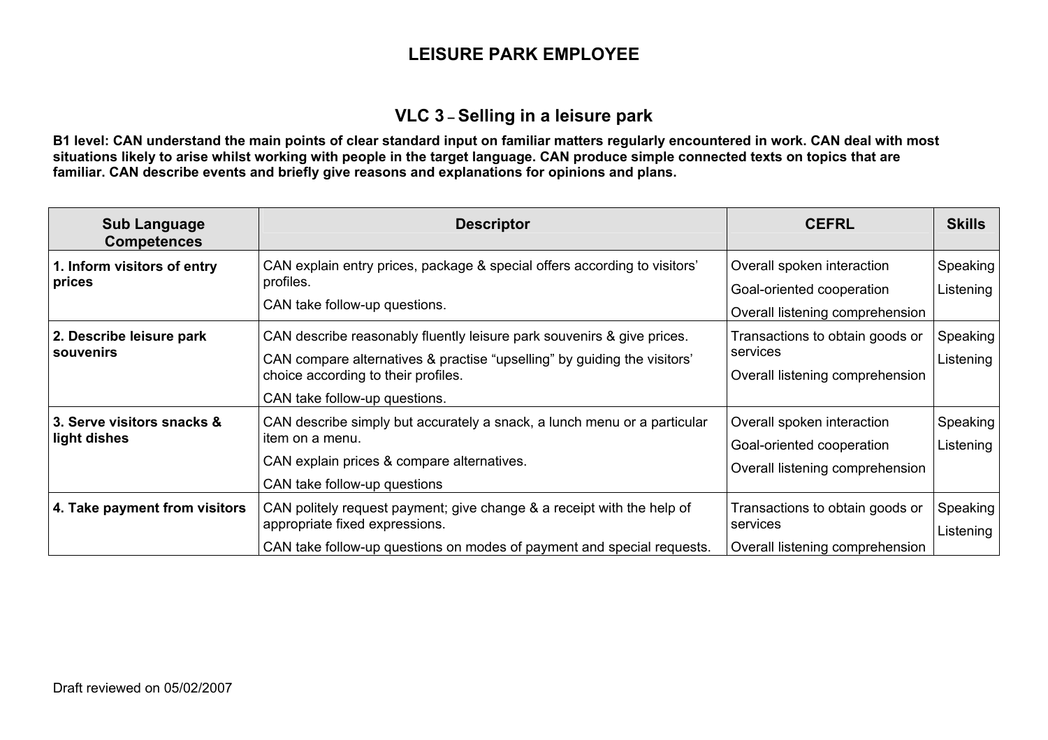# LEISURE PARK EMPLOYEE

## VLC 3 – Selling in a leisure park

**B1 level: CAN understand the main points of clear standard input on familiar matters regularly encountered in work. CAN deal with most situations likely to arise whilst working with people in the target language. CAN produce simple connected texts on topics that are familiar. CAN describe events and briefly give reasons and explanations for opinions and plans.**

| Sub Language Competences | Descriptor | CEFRL | Skills |
|---|---|---|---|
| **1. Inform visitors of entry prices** | CAN explain entry prices, package & special offers according to visitors' profiles.<br>CAN take follow-up questions. | Overall spoken interaction<br>Goal-oriented cooperation<br>Overall listening comprehension | Speaking<br>Listening |
| **2. Describe leisure park souvenirs** | CAN describe reasonably fluently leisure park souvenirs & give prices.<br>CAN compare alternatives & practise "upselling" by guiding the visitors' choice according to their profiles.<br>CAN take follow-up questions. | Transactions to obtain goods or services<br>Overall listening comprehension | Speaking<br>Listening |
| **3. Serve visitors snacks & light dishes** | CAN describe simply but accurately a snack, a lunch menu or a particular item on a menu.<br>CAN explain prices & compare alternatives.<br>CAN take follow-up questions | Overall spoken interaction<br>Goal-oriented cooperation<br>Overall listening comprehension | Speaking<br>Listening |
| **4. Take payment from visitors** | CAN politely request payment; give change & a receipt with the help of appropriate fixed expressions.<br>CAN take follow-up questions on modes of payment and special requests. | Transactions to obtain goods or services<br>Overall listening comprehension | Speaking<br>Listening |

Draft reviewed on 05/02/2007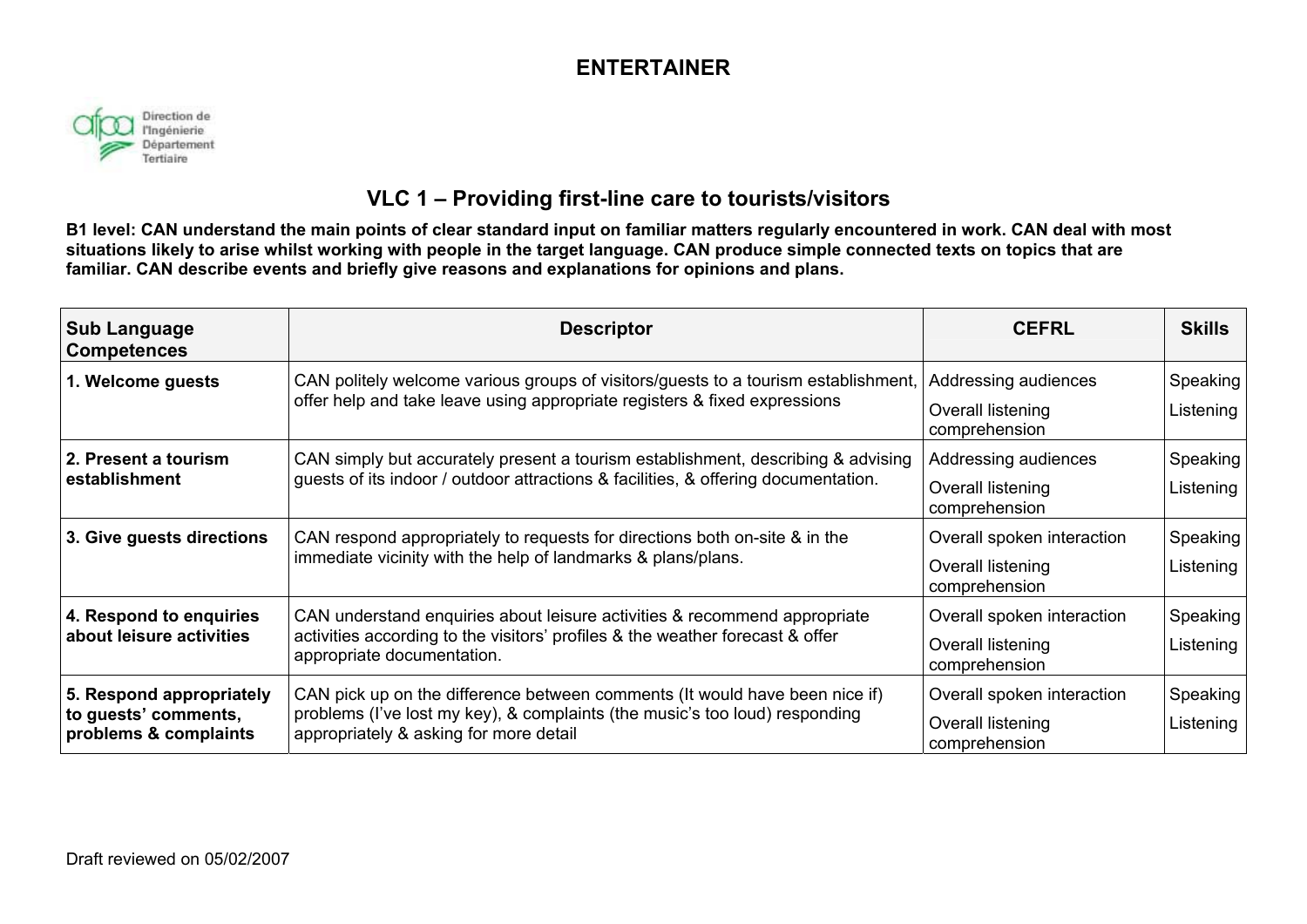# ENTERTAINER

Direction de l'Ingénierie Département Tertiaire

## VLC 1 – Providing first-line care to tourists/visitors

**B1 level: CAN understand the main points of clear standard input on familiar matters regularly encountered in work. CAN deal with most situations likely to arise whilst working with people in the target language. CAN produce simple connected texts on topics that are familiar. CAN describe events and briefly give reasons and explanations for opinions and plans.**

| Sub Language Competences | Descriptor | CEFRL | Skills |
|---|---|---|---|
| **1. Welcome guests** | CAN politely welcome various groups of visitors/guests to a tourism establishment, offer help and take leave using appropriate registers & fixed expressions | Addressing audiences<br>Overall listening comprehension | Speaking<br>Listening |
| **2. Present a tourism establishment** | CAN simply but accurately present a tourism establishment, describing & advising guests of its indoor / outdoor attractions & facilities, & offering documentation. | Addressing audiences<br>Overall listening comprehension | Speaking<br>Listening |
| **3. Give guests directions** | CAN respond appropriately to requests for directions both on-site & in the immediate vicinity with the help of landmarks & plans/plans. | Overall spoken interaction<br>Overall listening comprehension | Speaking<br>Listening |
| **4. Respond to enquiries about leisure activities** | CAN understand enquiries about leisure activities & recommend appropriate activities according to the visitors' profiles & the weather forecast & offer appropriate documentation. | Overall spoken interaction<br>Overall listening comprehension | Speaking<br>Listening |
| **5. Respond appropriately to guests' comments, problems & complaints** | CAN pick up on the difference between comments (It would have been nice if) problems (I've lost my key), & complaints (the music's too loud) responding appropriately & asking for more detail | Overall spoken interaction<br>Overall listening comprehension | Speaking<br>Listening |

Draft reviewed on 05/02/2007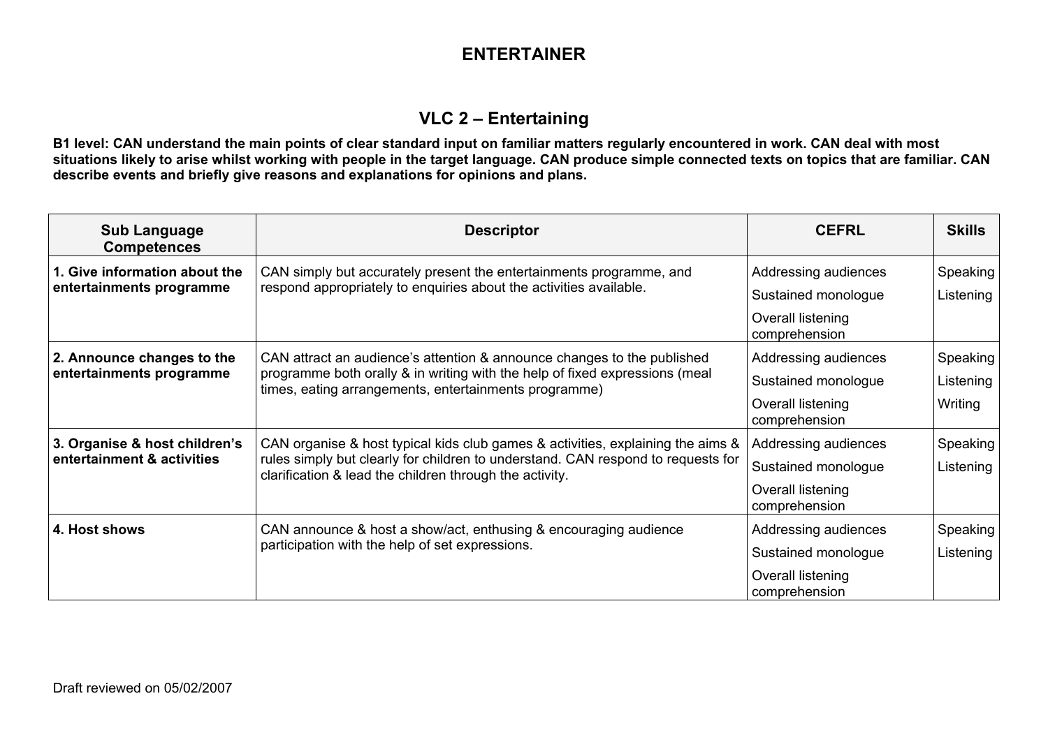# ENTERTAINER

## VLC 2 – Entertaining

**B1 level: CAN understand the main points of clear standard input on familiar matters regularly encountered in work. CAN deal with most situations likely to arise whilst working with people in the target language. CAN produce simple connected texts on topics that are familiar. CAN describe events and briefly give reasons and explanations for opinions and plans.**

| Sub Language Competences | Descriptor | CEFRL | Skills |
|---|---|---|---|
| **1. Give information about the entertainments programme** | CAN simply but accurately present the entertainments programme, and respond appropriately to enquiries about the activities available. | Addressing audiences<br>Sustained monologue<br>Overall listening comprehension | Speaking<br>Listening |
| **2. Announce changes to the entertainments programme** | CAN attract an audience's attention & announce changes to the published programme both orally & in writing with the help of fixed expressions (meal times, eating arrangements, entertainments programme) | Addressing audiences<br>Sustained monologue<br>Overall listening comprehension | Speaking<br>Listening<br>Writing |
| **3. Organise & host children's entertainment & activities** | CAN organise & host typical kids club games & activities, explaining the aims & rules simply but clearly for children to understand. CAN respond to requests for clarification & lead the children through the activity. | Addressing audiences<br>Sustained monologue<br>Overall listening comprehension | Speaking<br>Listening |
| **4. Host shows** | CAN announce & host a show/act, enthusing & encouraging audience participation with the help of set expressions. | Addressing audiences<br>Sustained monologue<br>Overall listening comprehension | Speaking<br>Listening |

Draft reviewed on 05/02/2007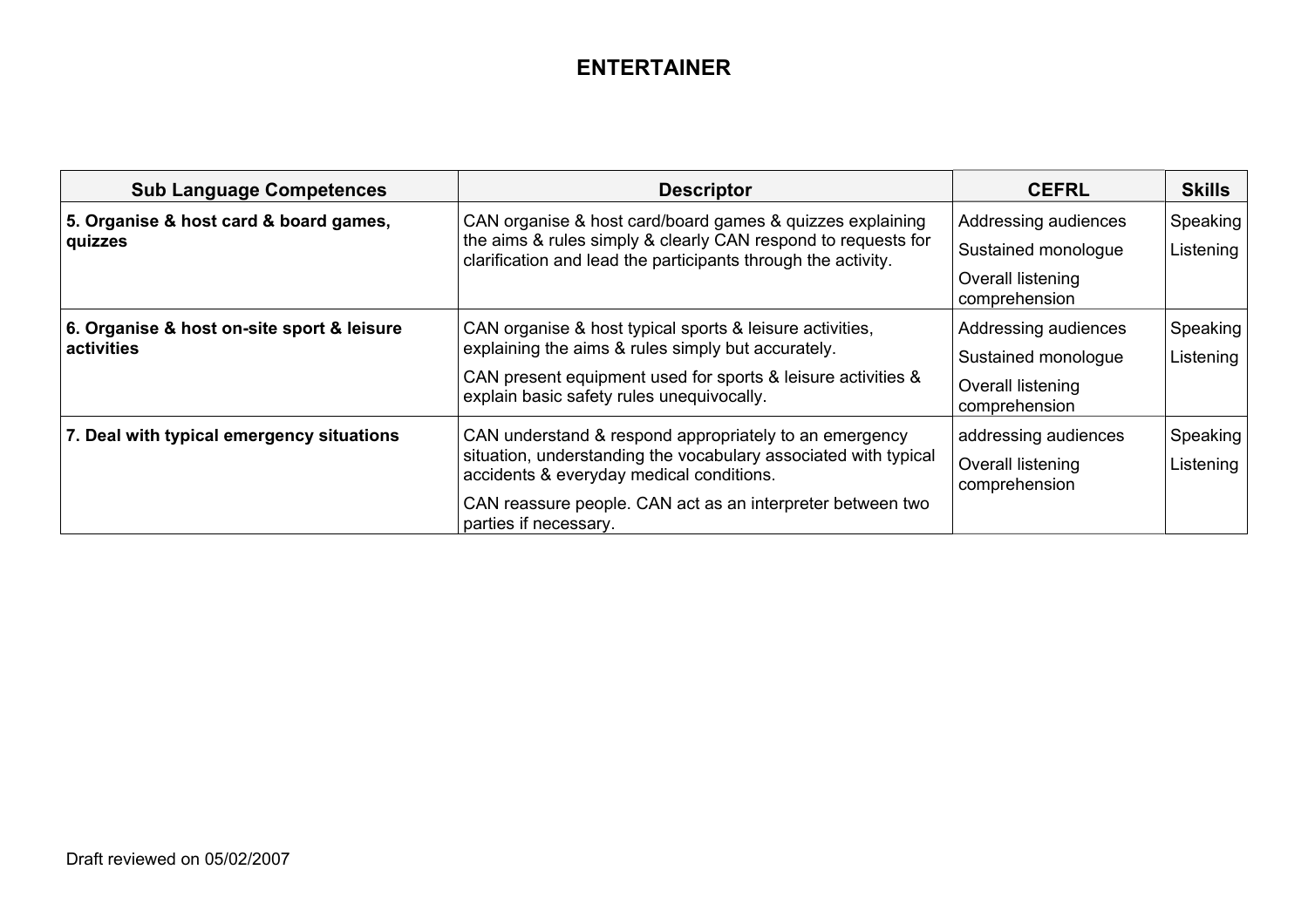# ENTERTAINER

| Sub Language Competences | Descriptor | CEFRL | Skills |
|---|---|---|---|
| **5. Organise & host card & board games, quizzes** | CAN organise & host card/board games & quizzes explaining the aims & rules simply & clearly CAN respond to requests for clarification and lead the participants through the activity. | Addressing audiences<br>Sustained monologue<br>Overall listening comprehension | Speaking<br>Listening |
| **6. Organise & host on-site sport & leisure activities** | CAN organise & host typical sports & leisure activities, explaining the aims & rules simply but accurately.<br>CAN present equipment used for sports & leisure activities & explain basic safety rules unequivocally. | Addressing audiences<br>Sustained monologue<br>Overall listening comprehension | Speaking<br>Listening |
| **7. Deal with typical emergency situations** | CAN understand & respond appropriately to an emergency situation, understanding the vocabulary associated with typical accidents & everyday medical conditions.<br>CAN reassure people. CAN act as an interpreter between two parties if necessary. | addressing audiences<br>Overall listening comprehension | Speaking<br>Listening |

Draft reviewed on 05/02/2007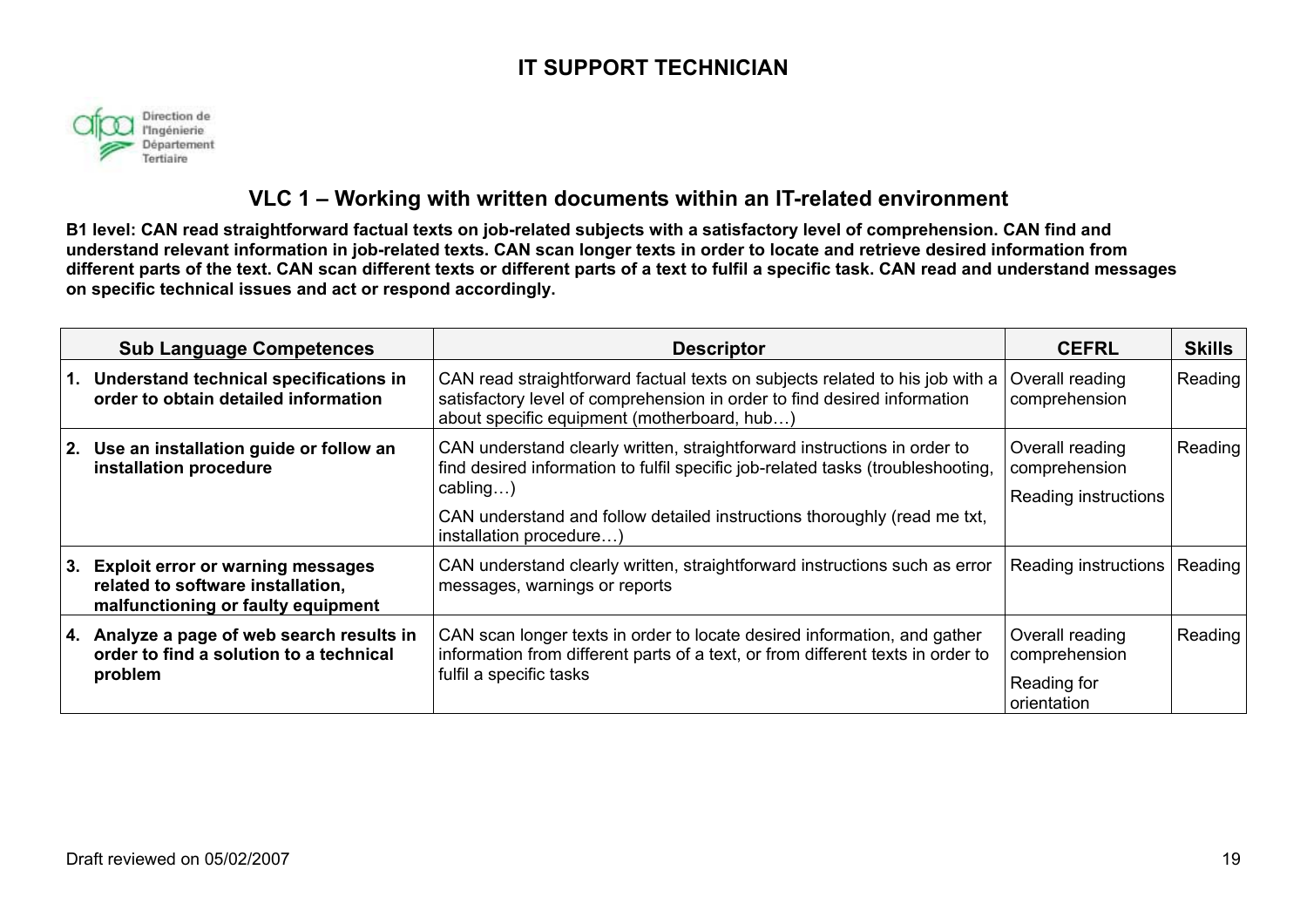# IT SUPPORT TECHNICIAN

Direction de l'Ingénierie
Département Tertiaire

## VLC 1 – Working with written documents within an IT-related environment

**B1 level: CAN read straightforward factual texts on job-related subjects with a satisfactory level of comprehension. CAN find and understand relevant information in job-related texts. CAN scan longer texts in order to locate and retrieve desired information from different parts of the text. CAN scan different texts or different parts of a text to fulfil a specific task. CAN read and understand messages on specific technical issues and act or respond accordingly.**

| Sub Language Competences | Descriptor | CEFRL | Skills |
|---|---|---|---|
| **1. Understand technical specifications in order to obtain detailed information** | CAN read straightforward factual texts on subjects related to his job with a satisfactory level of comprehension in order to find desired information about specific equipment (motherboard, hub…) | Overall reading comprehension | Reading |
| **2. Use an installation guide or follow an installation procedure** | CAN understand clearly written, straightforward instructions in order to find desired information to fulfil specific job-related tasks (troubleshooting, cabling…)<br>CAN understand and follow detailed instructions thoroughly (read me txt, installation procedure…) | Overall reading comprehension<br>Reading instructions | Reading |
| **3. Exploit error or warning messages related to software installation, malfunctioning or faulty equipment** | CAN understand clearly written, straightforward instructions such as error messages, warnings or reports | Reading instructions | Reading |
| **4. Analyze a page of web search results in order to find a solution to a technical problem** | CAN scan longer texts in order to locate desired information, and gather information from different parts of a text, or from different texts in order to fulfil a specific tasks | Overall reading comprehension<br>Reading for orientation | Reading |

Draft reviewed on 05/02/2007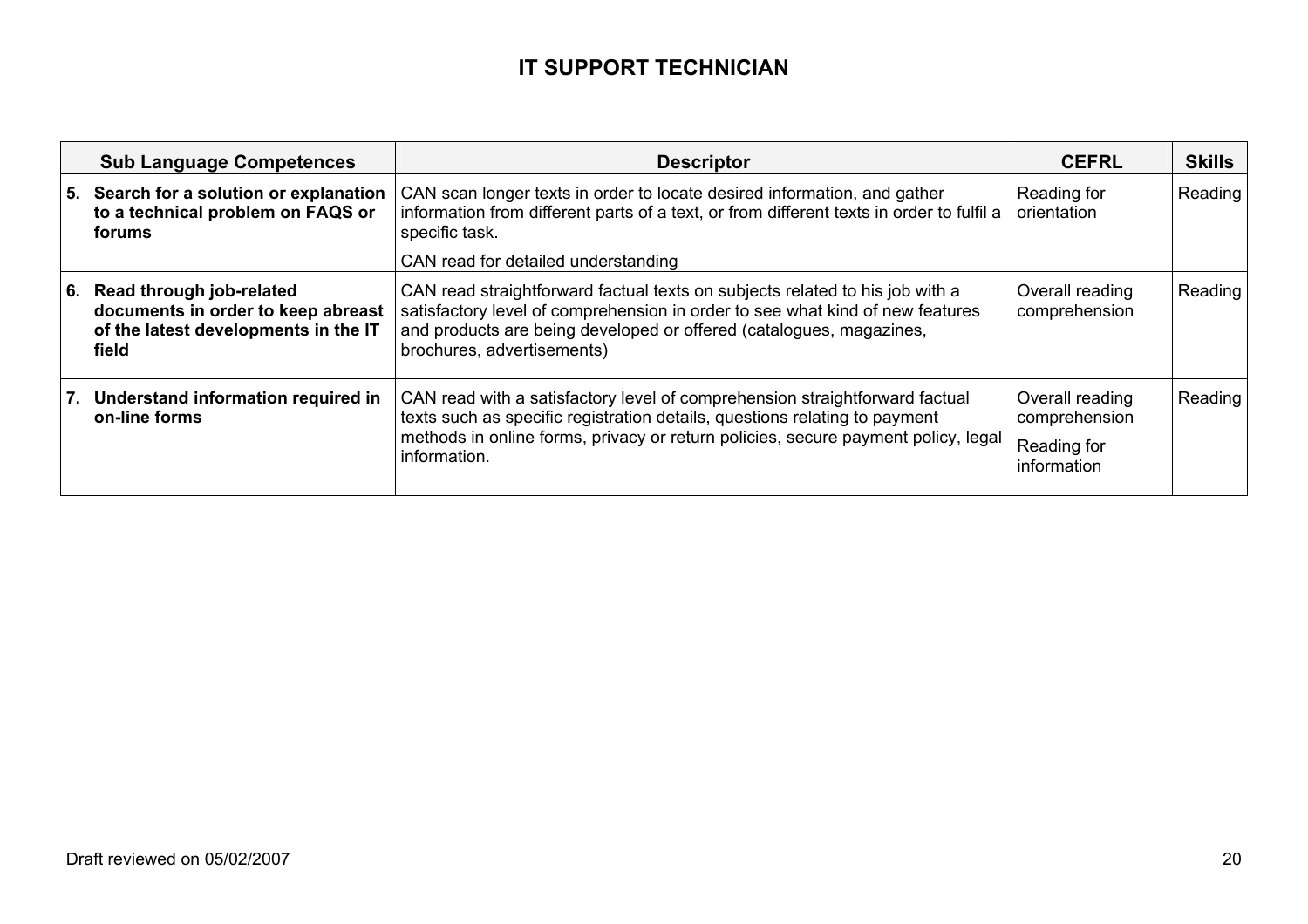## IT SUPPORT TECHNICIAN

| Sub Language Competences | Descriptor | CEFRL | Skills |
|---|---|---|---|
| **5. Search for a solution or explanation to a technical problem on FAQS or forums** | CAN scan longer texts in order to locate desired information, and gather information from different parts of a text, or from different texts in order to fulfil a specific task.<br>CAN read for detailed understanding | Reading for orientation | Reading |
| **6. Read through job-related documents in order to keep abreast of the latest developments in the IT field** | CAN read straightforward factual texts on subjects related to his job with a satisfactory level of comprehension in order to see what kind of new features and products are being developed or offered (catalogues, magazines, brochures, advertisements) | Overall reading comprehension | Reading |
| **7. Understand information required in on-line forms** | CAN read with a satisfactory level of comprehension straightforward factual texts such as specific registration details, questions relating to payment methods in online forms, privacy or return policies, secure payment policy, legal information. | Overall reading comprehension<br>Reading for information | Reading |

Draft reviewed on 05/02/2007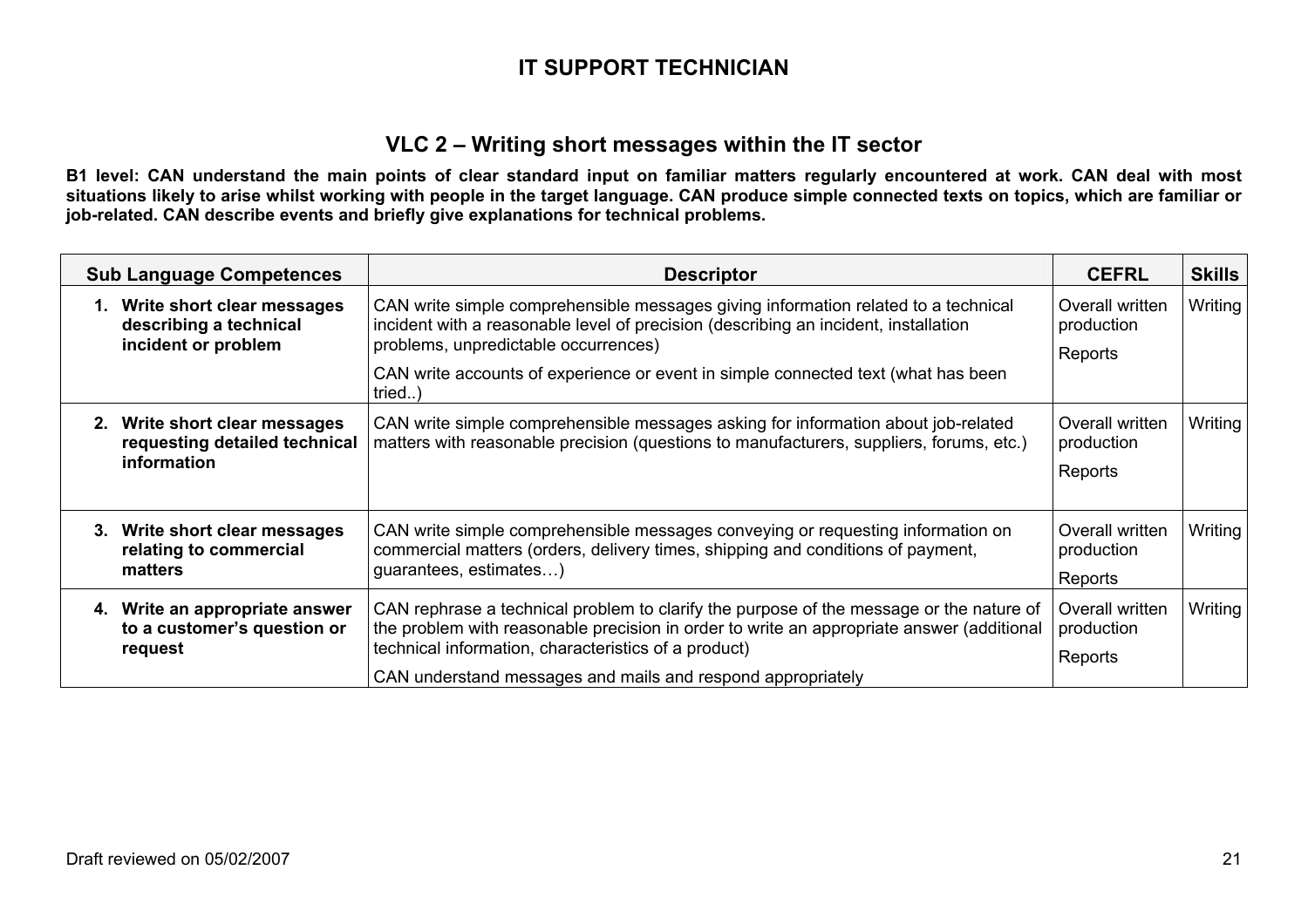# IT SUPPORT TECHNICIAN

## VLC 2 – Writing short messages within the IT sector

**B1 level: CAN understand the main points of clear standard input on familiar matters regularly encountered at work. CAN deal with most situations likely to arise whilst working with people in the target language. CAN produce simple connected texts on topics, which are familiar or job-related. CAN describe events and briefly give explanations for technical problems.**

| Sub Language Competences | Descriptor | CEFRL | Skills |
|---|---|---|---|
| **1. Write short clear messages describing a technical incident or problem** | CAN write simple comprehensible messages giving information related to a technical incident with a reasonable level of precision (describing an incident, installation problems, unpredictable occurrences)<br>CAN write accounts of experience or event in simple connected text (what has been tried..) | Overall written production<br>Reports | Writing |
| **2. Write short clear messages requesting detailed technical information** | CAN write simple comprehensible messages asking for information about job-related matters with reasonable precision (questions to manufacturers, suppliers, forums, etc.) | Overall written production<br>Reports | Writing |
| **3. Write short clear messages relating to commercial matters** | CAN write simple comprehensible messages conveying or requesting information on commercial matters (orders, delivery times, shipping and conditions of payment, guarantees, estimates…) | Overall written production<br>Reports | Writing |
| **4. Write an appropriate answer to a customer's question or request** | CAN rephrase a technical problem to clarify the purpose of the message or the nature of the problem with reasonable precision in order to write an appropriate answer (additional technical information, characteristics of a product)<br>CAN understand messages and mails and respond appropriately | Overall written production<br>Reports | Writing |

Draft reviewed on 05/02/2007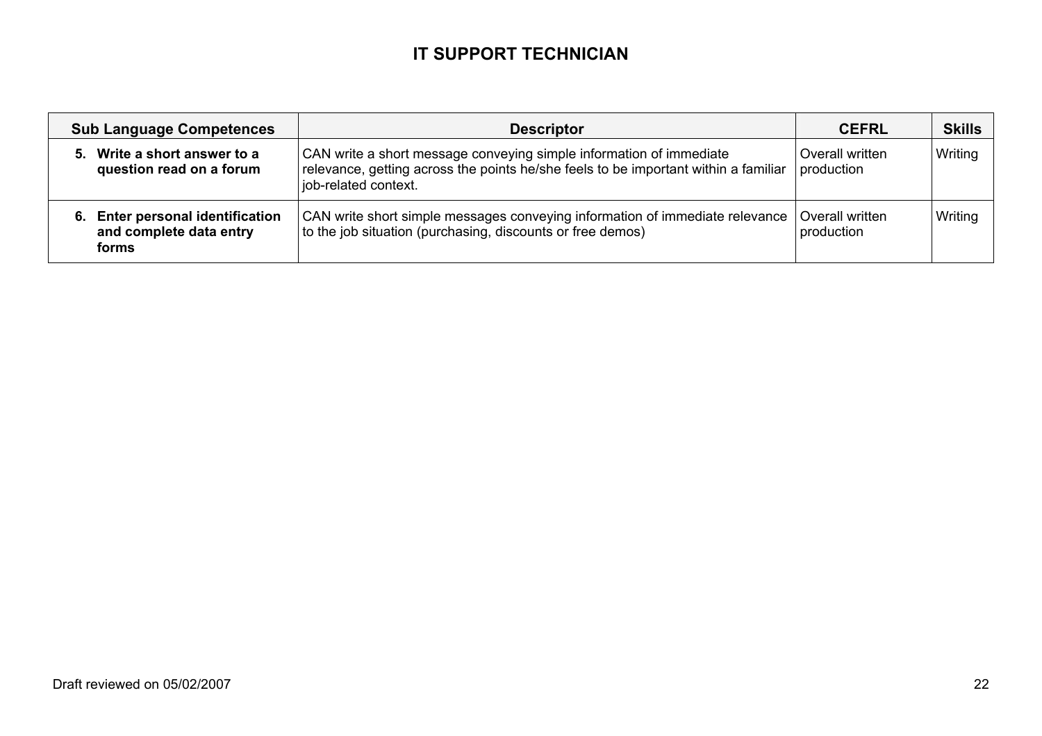# IT SUPPORT TECHNICIAN

| Sub Language Competences | Descriptor | CEFRL | Skills |
|---|---|---|---|
| **5. Write a short answer to a question read on a forum** | CAN write a short message conveying simple information of immediate relevance, getting across the points he/she feels to be important within a familiar job-related context. | Overall written production | Writing |
| **6. Enter personal identification and complete data entry forms** | CAN write short simple messages conveying information of immediate relevance to the job situation (purchasing, discounts or free demos) | Overall written production | Writing |

Draft reviewed on 05/02/2007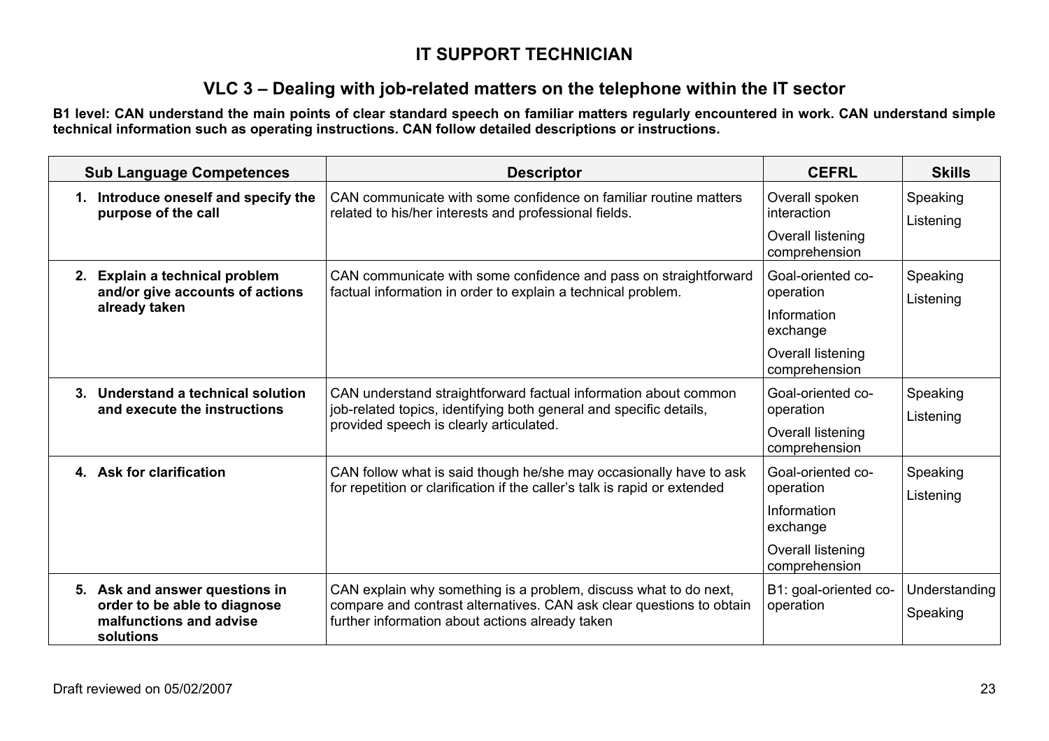# IT SUPPORT TECHNICIAN

## VLC 3 – Dealing with job-related matters on the telephone within the IT sector

**B1 level: CAN understand the main points of clear standard speech on familiar matters regularly encountered in work. CAN understand simple technical information such as operating instructions. CAN follow detailed descriptions or instructions.**

| Sub Language Competences | Descriptor | CEFRL | Skills |
|---|---|---|---|
| **1. Introduce oneself and specify the purpose of the call** | CAN communicate with some confidence on familiar routine matters related to his/her interests and professional fields. | Overall spoken interaction<br>Overall listening comprehension | Speaking<br>Listening |
| **2. Explain a technical problem and/or give accounts of actions already taken** | CAN communicate with some confidence and pass on straightforward factual information in order to explain a technical problem. | Goal-oriented co-operation<br>Information exchange<br>Overall listening comprehension | Speaking<br>Listening |
| **3. Understand a technical solution and execute the instructions** | CAN understand straightforward factual information about common job-related topics, identifying both general and specific details, provided speech is clearly articulated. | Goal-oriented co-operation<br>Overall listening comprehension | Speaking<br>Listening |
| **4. Ask for clarification** | CAN follow what is said though he/she may occasionally have to ask for repetition or clarification if the caller's talk is rapid or extended | Goal-oriented co-operation<br>Information exchange<br>Overall listening comprehension | Speaking<br>Listening |
| **5. Ask and answer questions in order to be able to diagnose malfunctions and advise solutions** | CAN explain why something is a problem, discuss what to do next, compare and contrast alternatives. CAN ask clear questions to obtain further information about actions already taken | B1: goal-oriented co-operation | Understanding<br>Speaking |

Draft reviewed on 05/02/2007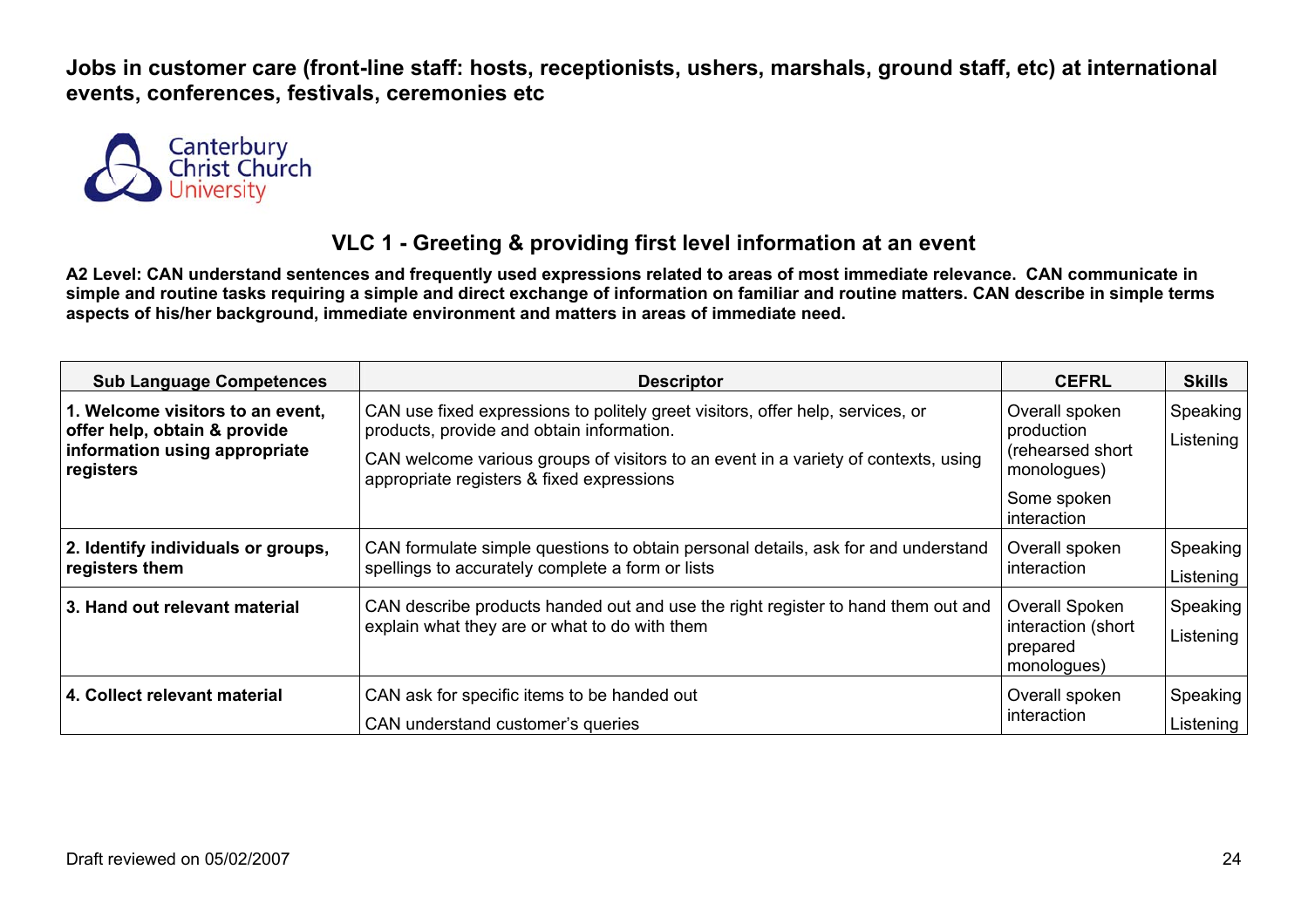**Jobs in customer care (front-line staff: hosts, receptionists, ushers, marshals, ground staff, etc) at international events, conferences, festivals, ceremonies etc**

## VLC 1 - Greeting & providing first level information at an event

**A2 Level: CAN understand sentences and frequently used expressions related to areas of most immediate relevance. CAN communicate in simple and routine tasks requiring a simple and direct exchange of information on familiar and routine matters. CAN describe in simple terms aspects of his/her background, immediate environment and matters in areas of immediate need.**

| Sub Language Competences | Descriptor | CEFRL | Skills |
|---|---|---|---|
| **1. Welcome visitors to an event, offer help, obtain & provide information using appropriate registers** | CAN use fixed expressions to politely greet visitors, offer help, services, or products, provide and obtain information.<br>CAN welcome various groups of visitors to an event in a variety of contexts, using appropriate registers & fixed expressions | Overall spoken production (rehearsed short monologues)<br>Some spoken interaction | Speaking<br>Listening |
| **2. Identify individuals or groups, registers them** | CAN formulate simple questions to obtain personal details, ask for and understand spellings to accurately complete a form or lists | Overall spoken interaction | Speaking<br>Listening |
| **3. Hand out relevant material** | CAN describe products handed out and use the right register to hand them out and explain what they are or what to do with them | Overall Spoken interaction (short prepared monologues) | Speaking<br>Listening |
| **4. Collect relevant material** | CAN ask for specific items to be handed out<br>CAN understand customer's queries | Overall spoken interaction | Speaking<br>Listening |

Draft reviewed on 05/02/2007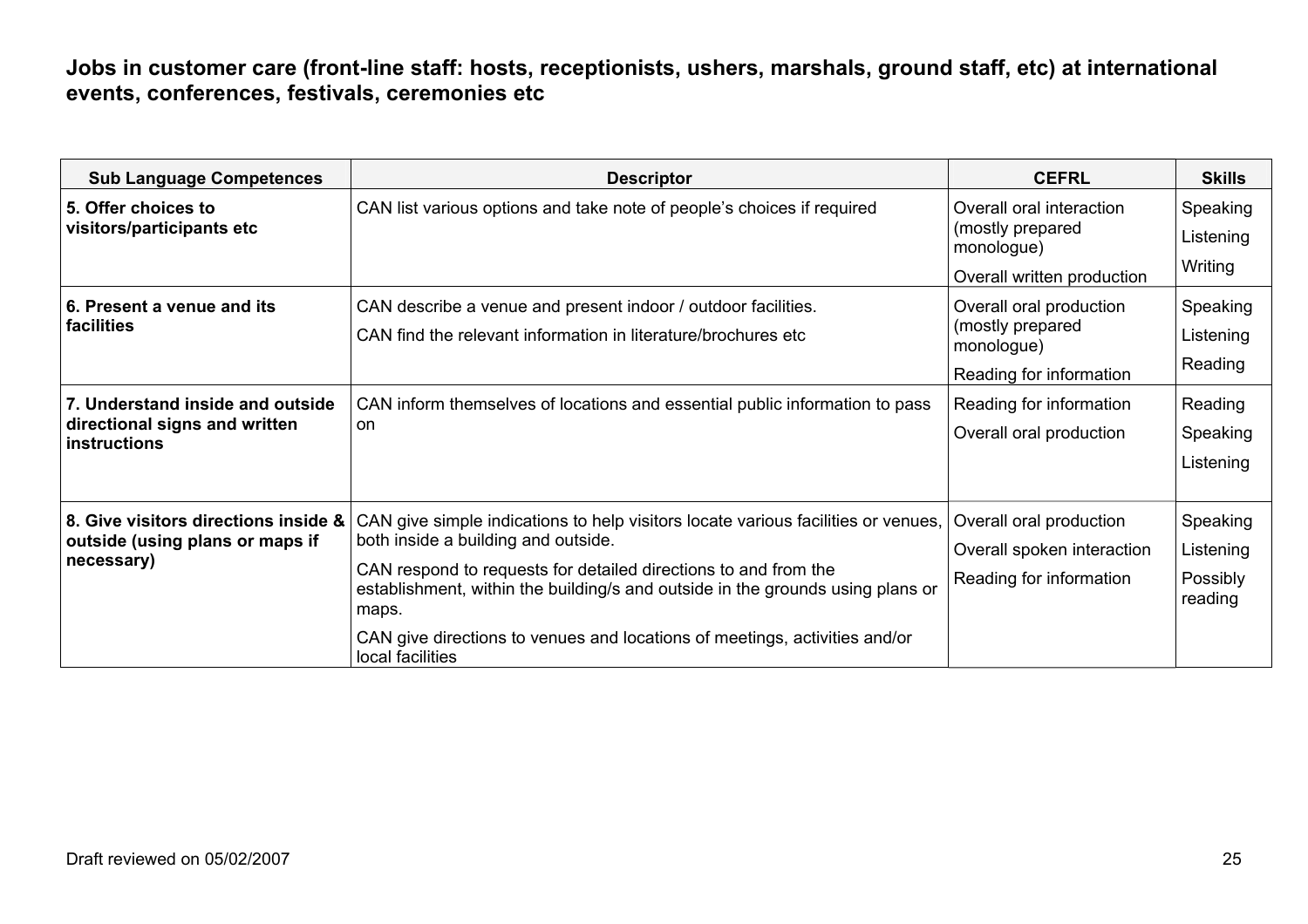**Jobs in customer care (front-line staff: hosts, receptionists, ushers, marshals, ground staff, etc) at international events, conferences, festivals, ceremonies etc**

| Sub Language Competences | Descriptor | CEFRL | Skills |
|---|---|---|---|
| **5. Offer choices to visitors/participants etc** | CAN list various options and take note of people's choices if required | Overall oral interaction (mostly prepared monologue)<br>Overall written production | Speaking<br>Listening<br>Writing |
| **6. Present a venue and its facilities** | CAN describe a venue and present indoor / outdoor facilities.<br>CAN find the relevant information in literature/brochures etc | Overall oral production (mostly prepared monologue)<br>Reading for information | Speaking<br>Listening<br>Reading |
| **7. Understand inside and outside directional signs and written instructions** | CAN inform themselves of locations and essential public information to pass on | Reading for information<br>Overall oral production | Reading<br>Speaking<br>Listening |
| **8. Give visitors directions inside & outside (using plans or maps if necessary)** | CAN give simple indications to help visitors locate various facilities or venues, both inside a building and outside.<br>CAN respond to requests for detailed directions to and from the establishment, within the building/s and outside in the grounds using plans or maps.<br>CAN give directions to venues and locations of meetings, activities and/or local facilities | Overall oral production<br>Overall spoken interaction<br>Reading for information | Speaking<br>Listening<br>Possibly reading |

Draft reviewed on 05/02/2007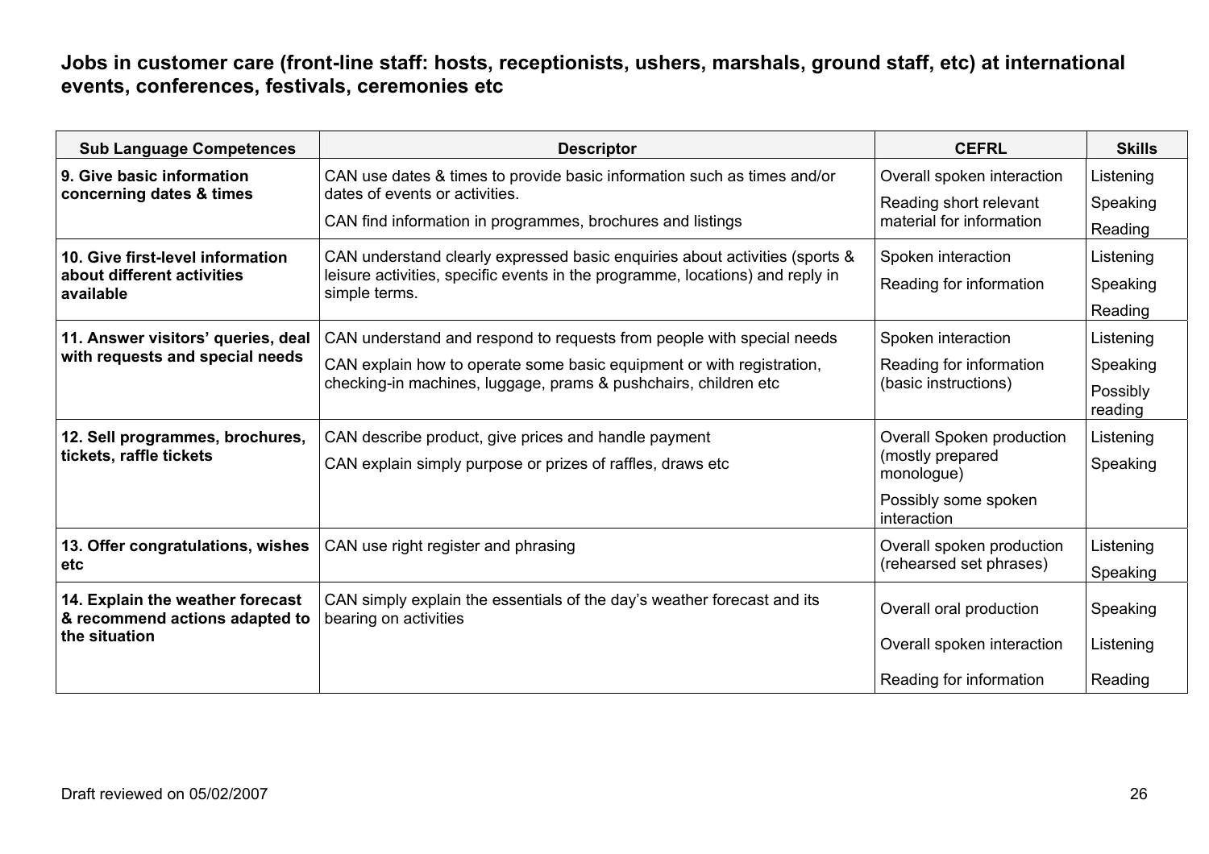**Jobs in customer care (front-line staff: hosts, receptionists, ushers, marshals, ground staff, etc) at international events, conferences, festivals, ceremonies etc**

| Sub Language Competences | Descriptor | CEFRL | Skills |
|---|---|---|---|
| **9. Give basic information concerning dates & times** | CAN use dates & times to provide basic information such as times and/or dates of events or activities.<br>CAN find information in programmes, brochures and listings | Overall spoken interaction<br>Reading short relevant material for information | Listening<br>Speaking<br>Reading |
| **10. Give first-level information about different activities available** | CAN understand clearly expressed basic enquiries about activities (sports & leisure activities, specific events in the programme, locations) and reply in simple terms. | Spoken interaction<br>Reading for information | Listening<br>Speaking<br>Reading |
| **11. Answer visitors' queries, deal with requests and special needs** | CAN understand and respond to requests from people with special needs<br>CAN explain how to operate some basic equipment or with registration, checking-in machines, luggage, prams & pushchairs, children etc | Spoken interaction<br>Reading for information (basic instructions) | Listening<br>Speaking<br>Possibly reading |
| **12. Sell programmes, brochures, tickets, raffle tickets** | CAN describe product, give prices and handle payment<br>CAN explain simply purpose or prizes of raffles, draws etc | Overall Spoken production (mostly prepared monologue)<br>Possibly some spoken interaction | Listening<br>Speaking |
| **13. Offer congratulations, wishes etc** | CAN use right register and phrasing | Overall spoken production (rehearsed set phrases) | Listening<br>Speaking |
| **14. Explain the weather forecast & recommend actions adapted to the situation** | CAN simply explain the essentials of the day's weather forecast and its bearing on activities | Overall oral production<br>Overall spoken interaction<br>Reading for information | Speaking<br>Listening<br>Reading |

Draft reviewed on 05/02/2007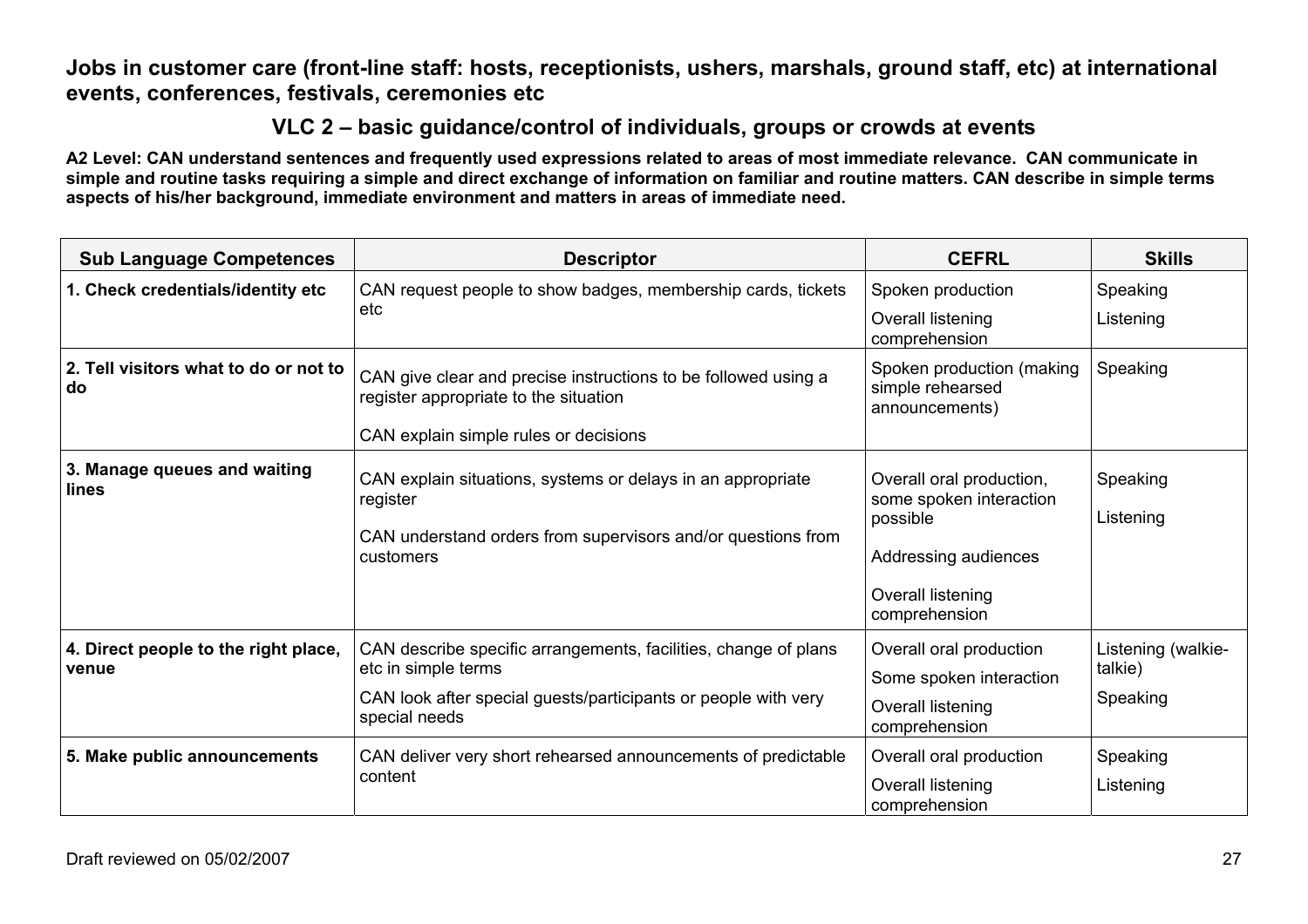**Jobs in customer care (front-line staff: hosts, receptionists, ushers, marshals, ground staff, etc) at international events, conferences, festivals, ceremonies etc**

## VLC 2 – basic guidance/control of individuals, groups or crowds at events

**A2 Level: CAN understand sentences and frequently used expressions related to areas of most immediate relevance. CAN communicate in simple and routine tasks requiring a simple and direct exchange of information on familiar and routine matters. CAN describe in simple terms aspects of his/her background, immediate environment and matters in areas of immediate need.**

| Sub Language Competences | Descriptor | CEFRL | Skills |
|---|---|---|---|
| **1. Check credentials/identity etc** | CAN request people to show badges, membership cards, tickets etc | Spoken production<br>Overall listening comprehension | Speaking<br>Listening |
| **2. Tell visitors what to do or not to do** | CAN give clear and precise instructions to be followed using a register appropriate to the situation<br>CAN explain simple rules or decisions | Spoken production (making simple rehearsed announcements) | Speaking |
| **3. Manage queues and waiting lines** | CAN explain situations, systems or delays in an appropriate register<br>CAN understand orders from supervisors and/or questions from customers | Overall oral production, some spoken interaction possible<br>Addressing audiences<br>Overall listening comprehension | Speaking<br>Listening |
| **4. Direct people to the right place, venue** | CAN describe specific arrangements, facilities, change of plans etc in simple terms<br>CAN look after special guests/participants or people with very special needs | Overall oral production<br>Some spoken interaction<br>Overall listening comprehension | Listening (walkie-talkie)<br>Speaking |
| **5. Make public announcements** | CAN deliver very short rehearsed announcements of predictable content | Overall oral production<br>Overall listening comprehension | Speaking<br>Listening |

Draft reviewed on 05/02/2007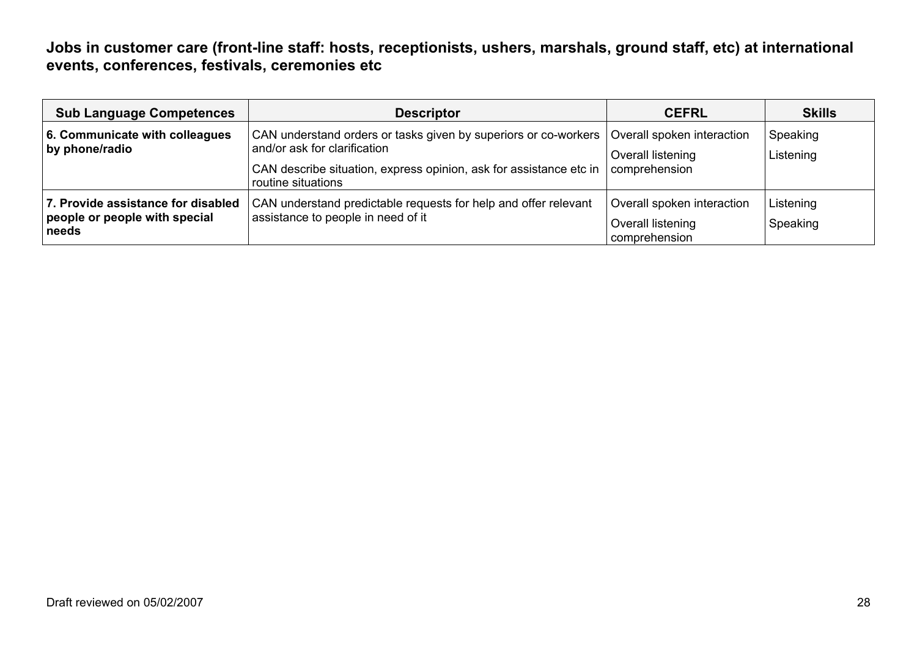**Jobs in customer care (front-line staff: hosts, receptionists, ushers, marshals, ground staff, etc) at international events, conferences, festivals, ceremonies etc**

| Sub Language Competences | Descriptor | CEFRL | Skills |
|---|---|---|---|
| **6. Communicate with colleagues by phone/radio** | CAN understand orders or tasks given by superiors or co-workers and/or ask for clarification<br><br>CAN describe situation, express opinion, ask for assistance etc in routine situations | Overall spoken interaction<br><br>Overall listening comprehension | Speaking<br><br>Listening |
| **7. Provide assistance for disabled people or people with special needs** | CAN understand predictable requests for help and offer relevant assistance to people in need of it | Overall spoken interaction<br><br>Overall listening comprehension | Listening<br><br>Speaking |

Draft reviewed on 05/02/2007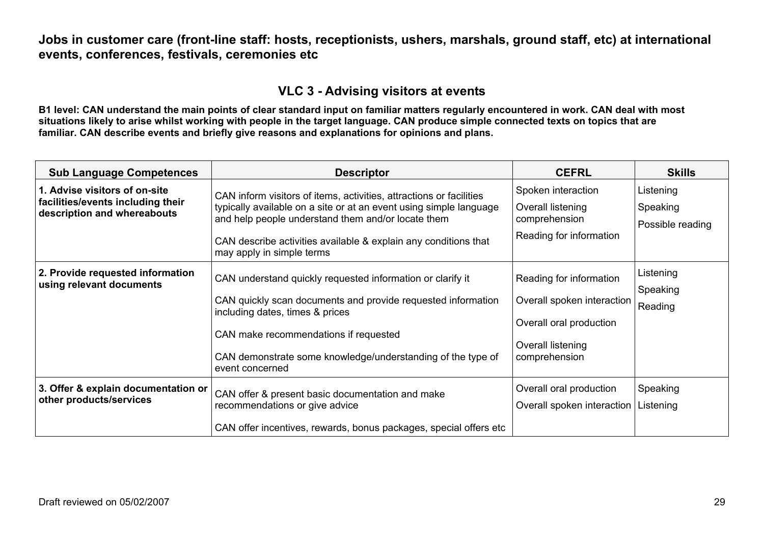**Jobs in customer care (front-line staff: hosts, receptionists, ushers, marshals, ground staff, etc) at international events, conferences, festivals, ceremonies etc**

## VLC 3 - Advising visitors at events

**B1 level: CAN understand the main points of clear standard input on familiar matters regularly encountered in work. CAN deal with most situations likely to arise whilst working with people in the target language. CAN produce simple connected texts on topics that are familiar. CAN describe events and briefly give reasons and explanations for opinions and plans.**

| Sub Language Competences | Descriptor | CEFRL | Skills |
|---|---|---|---|
| **1. Advise visitors of on-site facilities/events including their description and whereabouts** | CAN inform visitors of items, activities, attractions or facilities typically available on a site or at an event using simple language and help people understand them and/or locate them<br><br>CAN describe activities available & explain any conditions that may apply in simple terms | Spoken interaction<br><br>Overall listening comprehension<br><br>Reading for information | Listening<br><br>Speaking<br><br>Possible reading |
| **2. Provide requested information using relevant documents** | CAN understand quickly requested information or clarify it<br><br>CAN quickly scan documents and provide requested information including dates, times & prices<br><br>CAN make recommendations if requested<br><br>CAN demonstrate some knowledge/understanding of the type of event concerned | Reading for information<br><br>Overall spoken interaction<br><br>Overall oral production<br><br>Overall listening comprehension | Listening<br><br>Speaking<br><br>Reading |
| **3. Offer & explain documentation or other products/services** | CAN offer & present basic documentation and make recommendations or give advice<br><br>CAN offer incentives, rewards, bonus packages, special offers etc | Overall oral production<br><br>Overall spoken interaction | Speaking<br><br>Listening |

Draft reviewed on 05/02/2007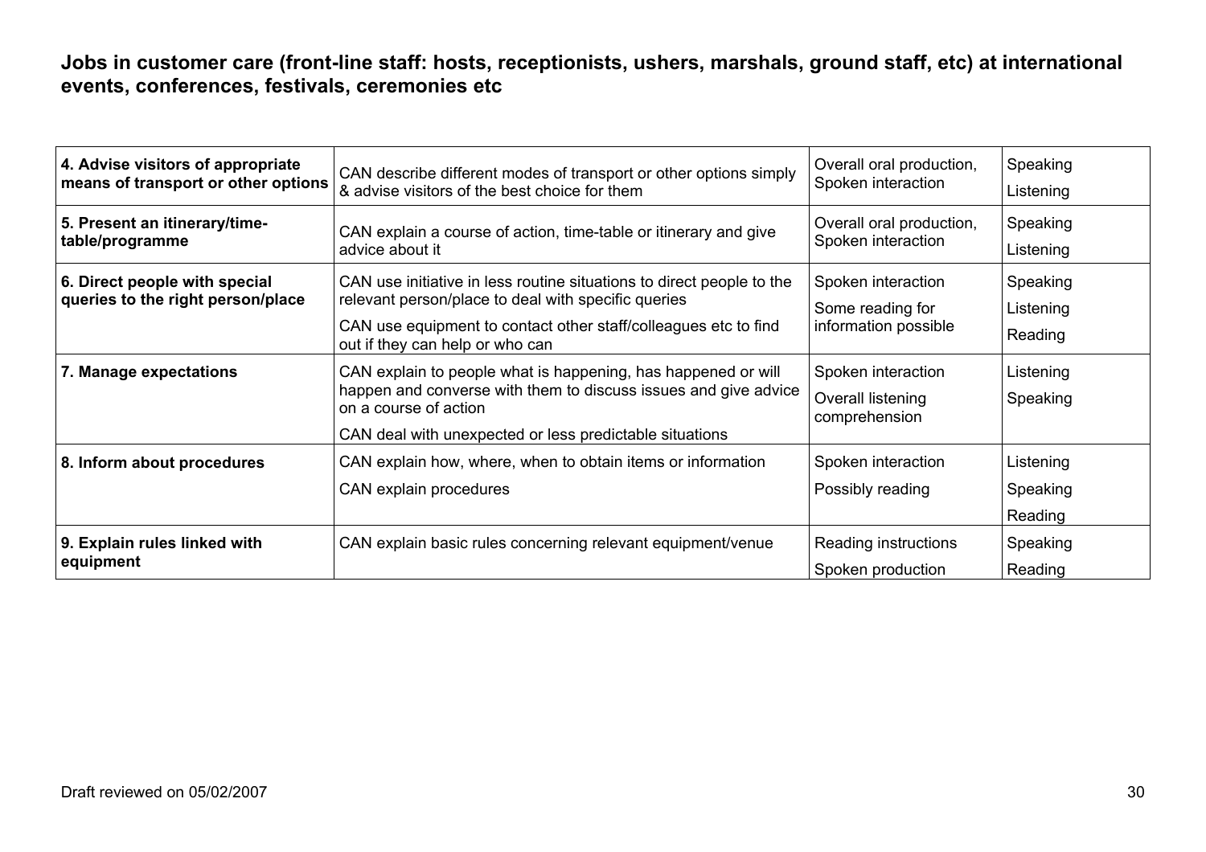**Jobs in customer care (front-line staff: hosts, receptionists, ushers, marshals, ground staff, etc) at international events, conferences, festivals, ceremonies etc**

| | | | |
|---|---|---|---|
| **4. Advise visitors of appropriate means of transport or other options** | CAN describe different modes of transport or other options simply & advise visitors of the best choice for them | Overall oral production, Spoken interaction | Speaking<br>Listening |
| **5. Present an itinerary/time-table/programme** | CAN explain a course of action, time-table or itinerary and give advice about it | Overall oral production, Spoken interaction | Speaking<br>Listening |
| **6. Direct people with special queries to the right person/place** | CAN use initiative in less routine situations to direct people to the relevant person/place to deal with specific queries<br>CAN use equipment to contact other staff/colleagues etc to find out if they can help or who can | Spoken interaction<br>Some reading for information possible | Speaking<br>Listening<br>Reading |
| **7. Manage expectations** | CAN explain to people what is happening, has happened or will happen and converse with them to discuss issues and give advice on a course of action<br>CAN deal with unexpected or less predictable situations | Spoken interaction<br>Overall listening comprehension | Listening<br>Speaking |
| **8. Inform about procedures** | CAN explain how, where, when to obtain items or information<br>CAN explain procedures | Spoken interaction<br>Possibly reading | Listening<br>Speaking<br>Reading |
| **9. Explain rules linked with equipment** | CAN explain basic rules concerning relevant equipment/venue | Reading instructions<br>Spoken production | Speaking<br>Reading |

Draft reviewed on 05/02/2007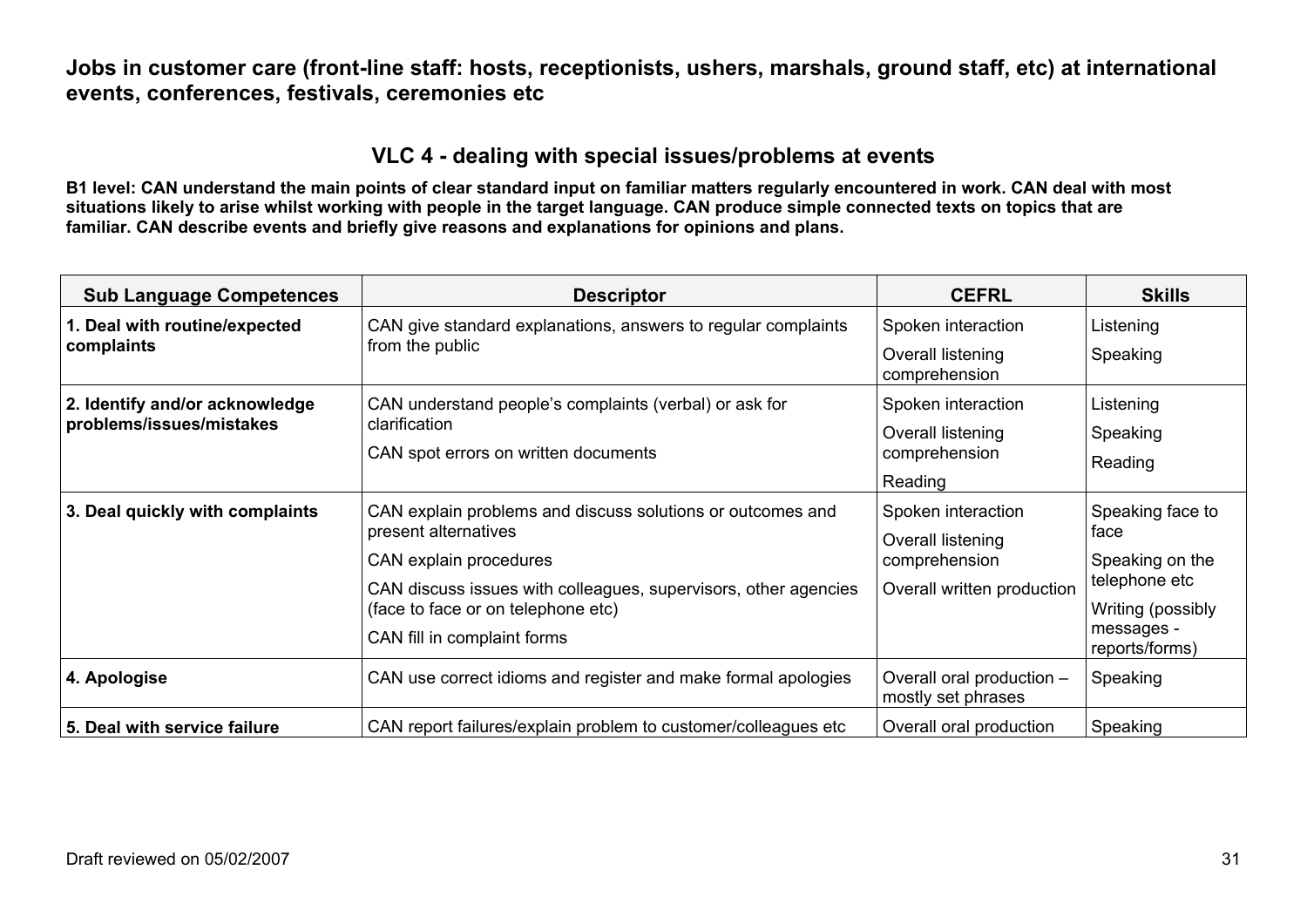**Jobs in customer care (front-line staff: hosts, receptionists, ushers, marshals, ground staff, etc) at international events, conferences, festivals, ceremonies etc**

## VLC 4 - dealing with special issues/problems at events

**B1 level: CAN understand the main points of clear standard input on familiar matters regularly encountered in work. CAN deal with most situations likely to arise whilst working with people in the target language. CAN produce simple connected texts on topics that are familiar. CAN describe events and briefly give reasons and explanations for opinions and plans.**

| Sub Language Competences | Descriptor | CEFRL | Skills |
|---|---|---|---|
| **1. Deal with routine/expected complaints** | CAN give standard explanations, answers to regular complaints from the public | Spoken interaction<br>Overall listening comprehension | Listening<br>Speaking |
| **2. Identify and/or acknowledge problems/issues/mistakes** | CAN understand people's complaints (verbal) or ask for clarification<br>CAN spot errors on written documents | Spoken interaction<br>Overall listening comprehension<br>Reading | Listening<br>Speaking<br>Reading |
| **3. Deal quickly with complaints** | CAN explain problems and discuss solutions or outcomes and present alternatives<br>CAN explain procedures<br>CAN discuss issues with colleagues, supervisors, other agencies (face to face or on telephone etc)<br>CAN fill in complaint forms | Spoken interaction<br>Overall listening comprehension<br>Overall written production | Speaking face to face<br>Speaking on the telephone etc<br>Writing (possibly messages - reports/forms) |
| **4. Apologise** | CAN use correct idioms and register and make formal apologies | Overall oral production – mostly set phrases | Speaking |
| **5. Deal with service failure** | CAN report failures/explain problem to customer/colleagues etc | Overall oral production | Speaking |

Draft reviewed on 05/02/2007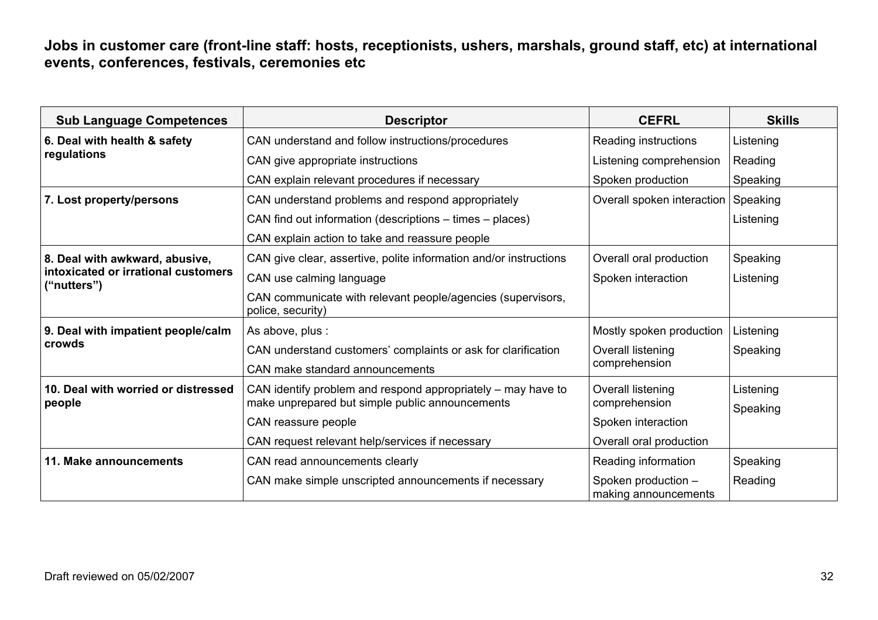**Jobs in customer care (front-line staff: hosts, receptionists, ushers, marshals, ground staff, etc) at international events, conferences, festivals, ceremonies etc**

| Sub Language Competences | Descriptor | CEFRL | Skills |
|---|---|---|---|
| **6. Deal with health & safety regulations** | CAN understand and follow instructions/procedures | Reading instructions | Listening |
| | CAN give appropriate instructions | Listening comprehension | Reading |
| | CAN explain relevant procedures if necessary | Spoken production | Speaking |
| **7. Lost property/persons** | CAN understand problems and respond appropriately | Overall spoken interaction | Speaking |
| | CAN find out information (descriptions – times – places) | | Listening |
| | CAN explain action to take and reassure people | | |
| **8. Deal with awkward, abusive, intoxicated or irrational customers ("nutters")** | CAN give clear, assertive, polite information and/or instructions | Overall oral production | Speaking |
| | CAN use calming language | Spoken interaction | Listening |
| | CAN communicate with relevant people/agencies (supervisors, police, security) | | |
| **9. Deal with impatient people/calm crowds** | As above, plus : | Mostly spoken production | Listening |
| | CAN understand customers' complaints or ask for clarification | Overall listening comprehension | Speaking |
| | CAN make standard announcements | | |
| **10. Deal with worried or distressed people** | CAN identify problem and respond appropriately – may have to make unprepared but simple public announcements | Overall listening comprehension | Listening |
| | CAN reassure people | Spoken interaction | Speaking |
| | CAN request relevant help/services if necessary | Overall oral production | |
| **11. Make announcements** | CAN read announcements clearly | Reading information | Speaking |
| | CAN make simple unscripted announcements if necessary | Spoken production – making announcements | Reading |

Draft reviewed on 05/02/2007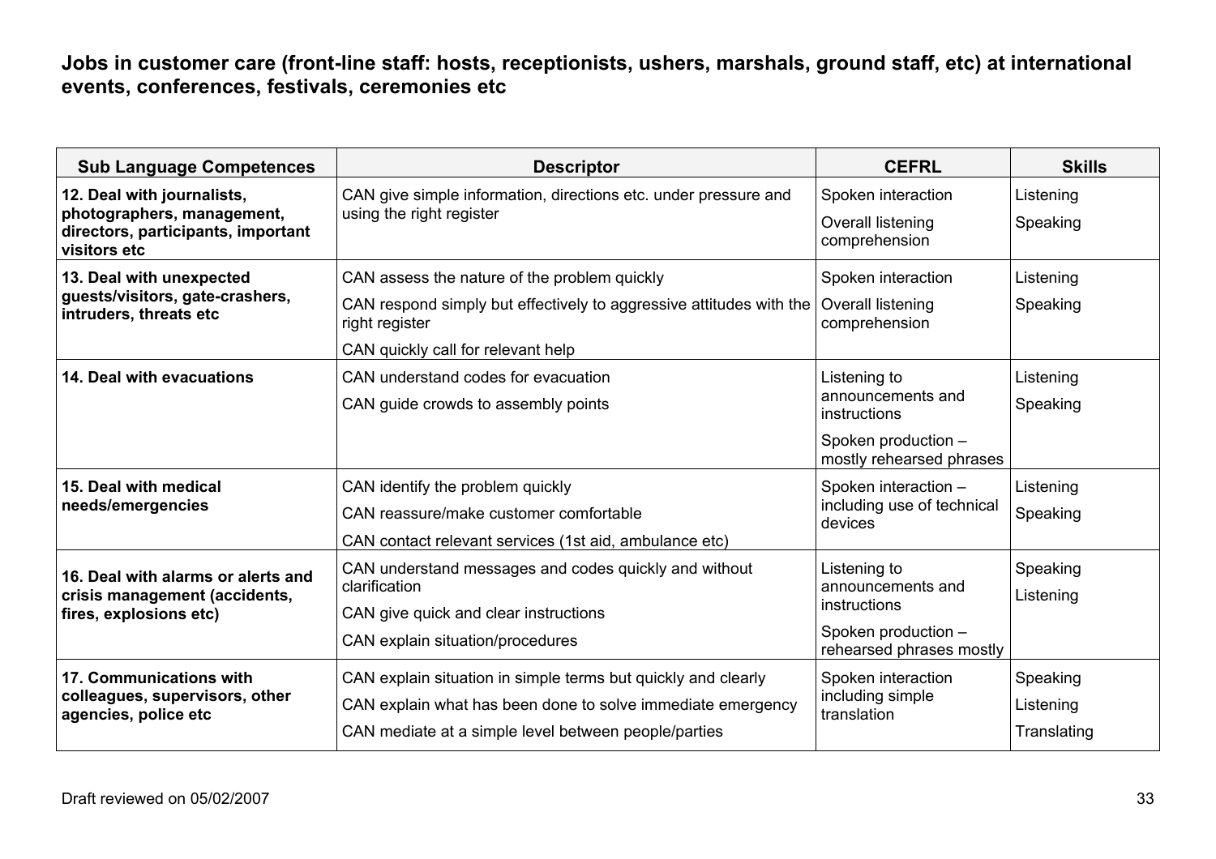**Jobs in customer care (front-line staff: hosts, receptionists, ushers, marshals, ground staff, etc) at international events, conferences, festivals, ceremonies etc**

| Sub Language Competences | Descriptor | CEFRL | Skills |
|---|---|---|---|
| **12. Deal with journalists, photographers, management, directors, participants, important visitors etc** | CAN give simple information, directions etc. under pressure and using the right register | Spoken interaction<br>Overall listening comprehension | Listening<br>Speaking |
| **13. Deal with unexpected guests/visitors, gate-crashers, intruders, threats etc** | CAN assess the nature of the problem quickly<br>CAN respond simply but effectively to aggressive attitudes with the right register<br>CAN quickly call for relevant help | Spoken interaction<br>Overall listening comprehension | Listening<br>Speaking |
| **14. Deal with evacuations** | CAN understand codes for evacuation<br>CAN guide crowds to assembly points | Listening to announcements and instructions<br>Spoken production – mostly rehearsed phrases | Listening<br>Speaking |
| **15. Deal with medical needs/emergencies** | CAN identify the problem quickly<br>CAN reassure/make customer comfortable<br>CAN contact relevant services (1st aid, ambulance etc) | Spoken interaction – including use of technical devices | Listening<br>Speaking |
| **16. Deal with alarms or alerts and crisis management (accidents, fires, explosions etc)** | CAN understand messages and codes quickly and without clarification<br>CAN give quick and clear instructions<br>CAN explain situation/procedures | Listening to announcements and instructions<br>Spoken production – rehearsed phrases mostly | Speaking<br>Listening |
| **17. Communications with colleagues, supervisors, other agencies, police etc** | CAN explain situation in simple terms but quickly and clearly<br>CAN explain what has been done to solve immediate emergency<br>CAN mediate at a simple level between people/parties | Spoken interaction including simple translation | Speaking<br>Listening<br>Translating |

Draft reviewed on 05/02/2007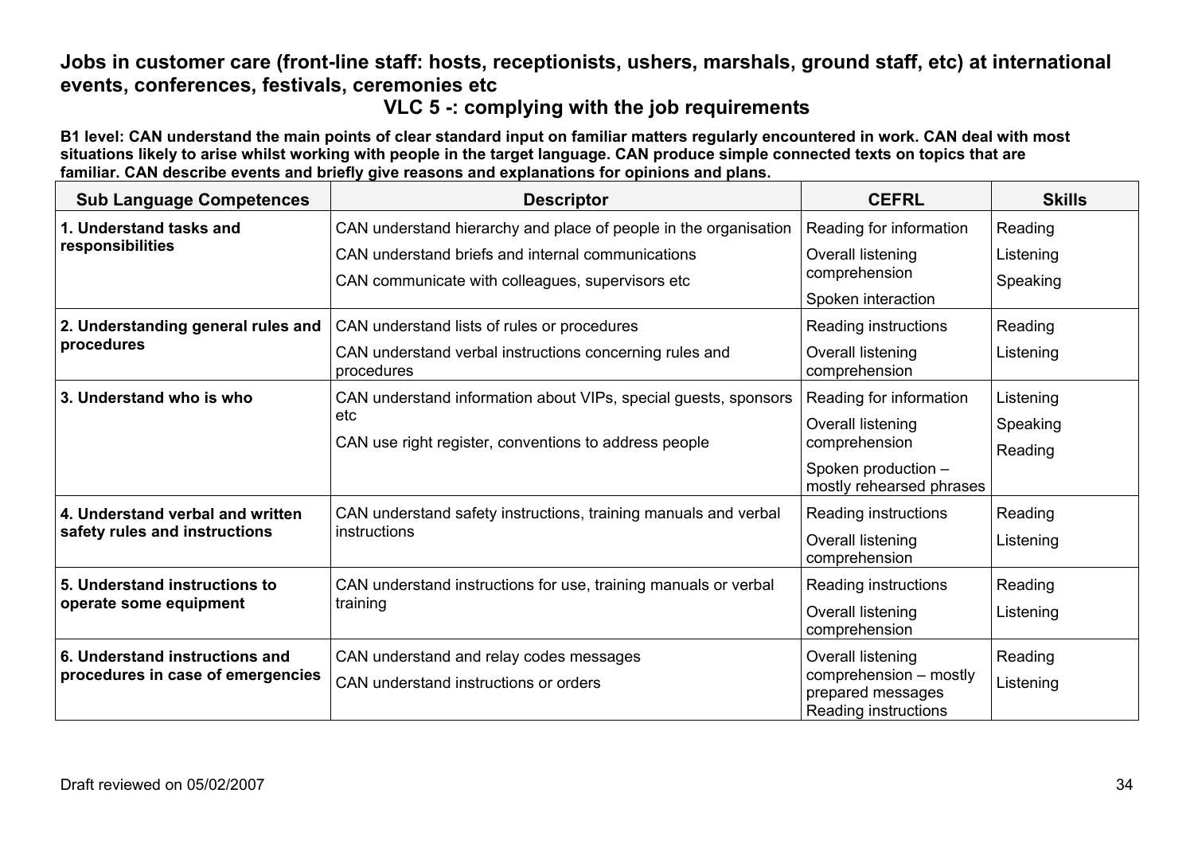## Jobs in customer care (front-line staff: hosts, receptionists, ushers, marshals, ground staff, etc) at international events, conferences, festivals, ceremonies etc

### VLC 5 -: complying with the job requirements

**B1 level: CAN understand the main points of clear standard input on familiar matters regularly encountered in work. CAN deal with most situations likely to arise whilst working with people in the target language. CAN produce simple connected texts on topics that are familiar. CAN describe events and briefly give reasons and explanations for opinions and plans.**

| Sub Language Competences | Descriptor | CEFRL | Skills |
|---|---|---|---|
| **1. Understand tasks and responsibilities** | CAN understand hierarchy and place of people in the organisation<br>CAN understand briefs and internal communications<br>CAN communicate with colleagues, supervisors etc | Reading for information<br>Overall listening comprehension<br>Spoken interaction | Reading<br>Listening<br>Speaking |
| **2. Understanding general rules and procedures** | CAN understand lists of rules or procedures<br>CAN understand verbal instructions concerning rules and procedures | Reading instructions<br>Overall listening comprehension | Reading<br>Listening |
| **3. Understand who is who** | CAN understand information about VIPs, special guests, sponsors etc<br>CAN use right register, conventions to address people | Reading for information<br>Overall listening comprehension<br>Spoken production – mostly rehearsed phrases | Listening<br>Speaking<br>Reading |
| **4. Understand verbal and written safety rules and instructions** | CAN understand safety instructions, training manuals and verbal instructions | Reading instructions<br>Overall listening comprehension | Reading<br>Listening |
| **5. Understand instructions to operate some equipment** | CAN understand instructions for use, training manuals or verbal training | Reading instructions<br>Overall listening comprehension | Reading<br>Listening |
| **6. Understand instructions and procedures in case of emergencies** | CAN understand and relay codes messages<br>CAN understand instructions or orders | Overall listening comprehension – mostly prepared messages<br>Reading instructions | Reading<br>Listening |

Draft reviewed on 05/02/2007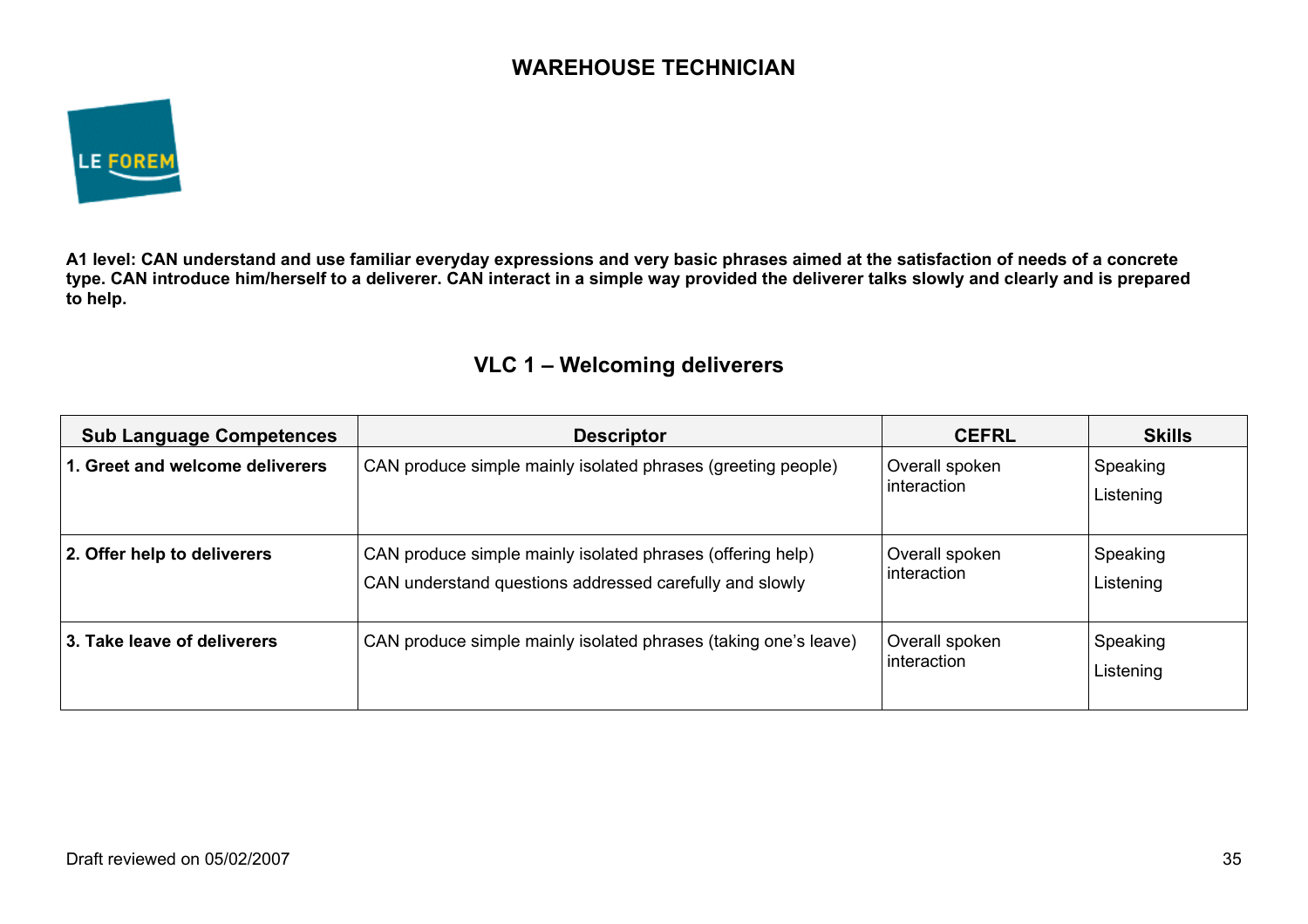# WAREHOUSE TECHNICIAN

**A1 level: CAN understand and use familiar everyday expressions and very basic phrases aimed at the satisfaction of needs of a concrete type. CAN introduce him/herself to a deliverer. CAN interact in a simple way provided the deliverer talks slowly and clearly and is prepared to help.**

## VLC 1 – Welcoming deliverers

| Sub Language Competences | Descriptor | CEFRL | Skills |
|---|---|---|---|
| **1. Greet and welcome deliverers** | CAN produce simple mainly isolated phrases (greeting people) | Overall spoken interaction | Speaking<br>Listening |
| **2. Offer help to deliverers** | CAN produce simple mainly isolated phrases (offering help)<br>CAN understand questions addressed carefully and slowly | Overall spoken interaction | Speaking<br>Listening |
| **3. Take leave of deliverers** | CAN produce simple mainly isolated phrases (taking one's leave) | Overall spoken interaction | Speaking<br>Listening |

Draft reviewed on 05/02/2007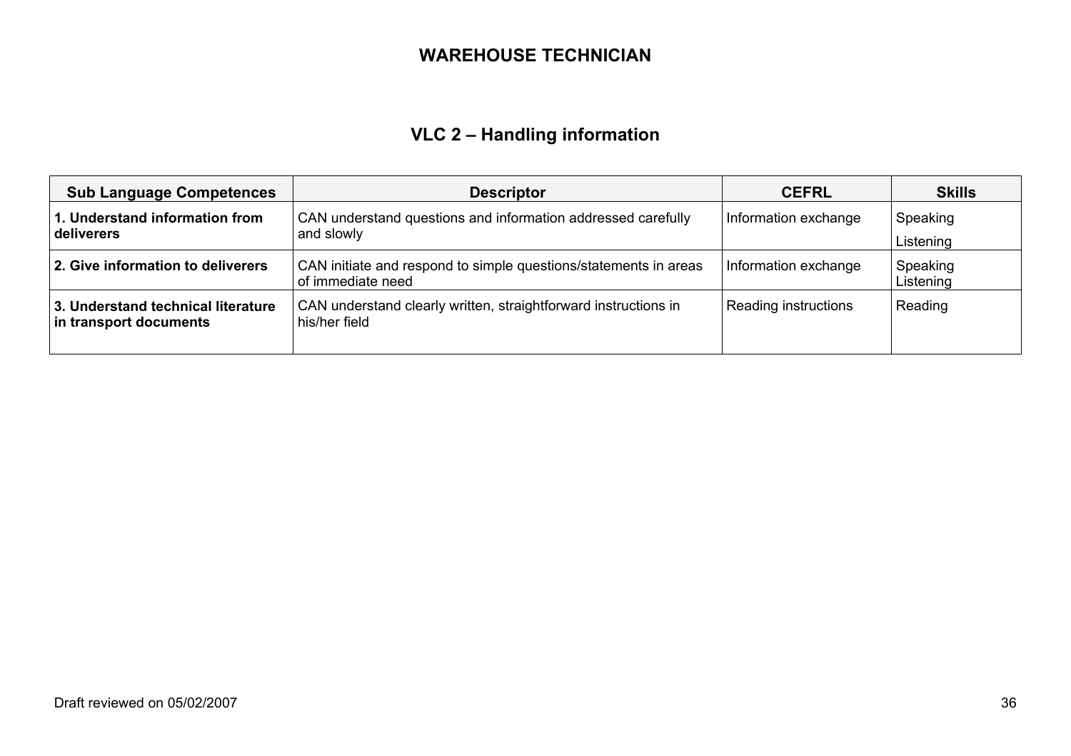# WAREHOUSE TECHNICIAN

## VLC 2 – Handling information

| Sub Language Competences | Descriptor | CEFRL | Skills |
|---|---|---|---|
| **1. Understand information from deliverers** | CAN understand questions and information addressed carefully and slowly | Information exchange | Speaking<br>Listening |
| **2. Give information to deliverers** | CAN initiate and respond to simple questions/statements in areas of immediate need | Information exchange | Speaking<br>Listening |
| **3. Understand technical literature in transport documents** | CAN understand clearly written, straightforward instructions in his/her field | Reading instructions | Reading |

Draft reviewed on 05/02/2007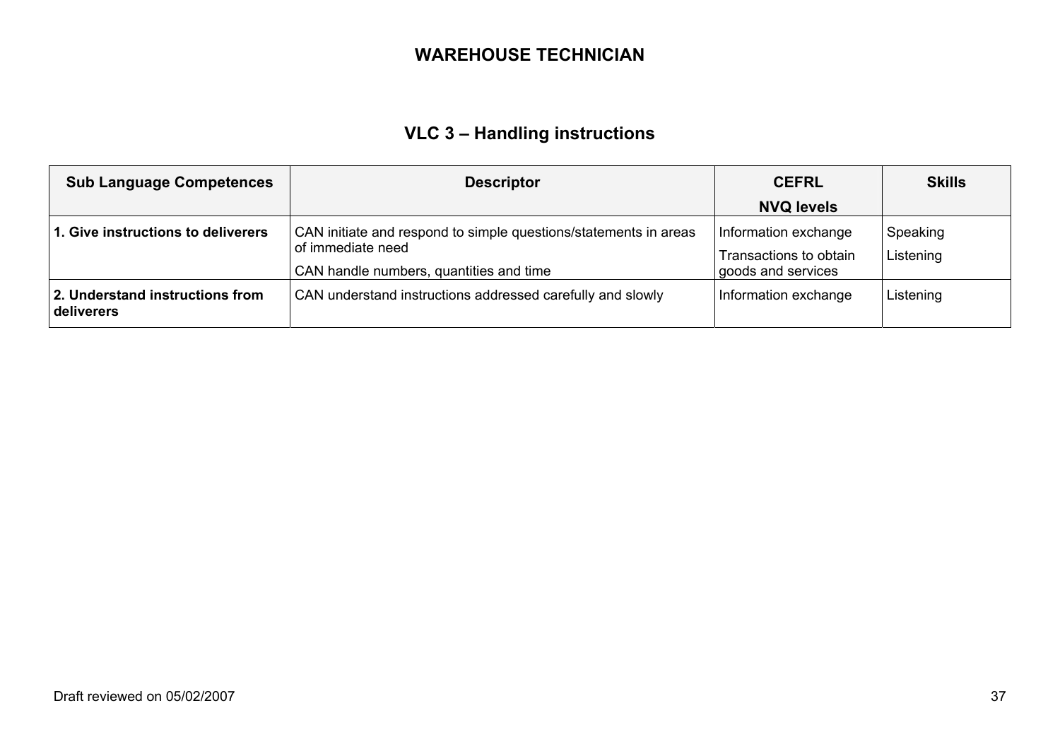# WAREHOUSE TECHNICIAN

## VLC 3 – Handling instructions

| Sub Language Competences | Descriptor | CEFRL<br>NVQ levels | Skills |
|---|---|---|---|
| **1. Give instructions to deliverers** | CAN initiate and respond to simple questions/statements in areas of immediate need<br>CAN handle numbers, quantities and time | Information exchange<br>Transactions to obtain goods and services | Speaking<br>Listening |
| **2. Understand instructions from deliverers** | CAN understand instructions addressed carefully and slowly | Information exchange | Listening |

Draft reviewed on 05/02/2007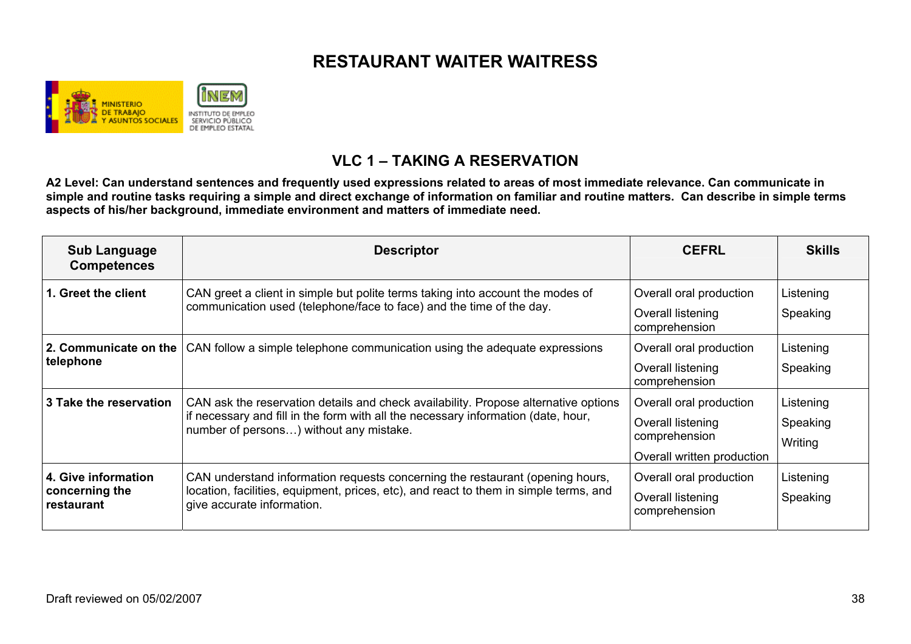# RESTAURANT WAITER WAITRESS

MINISTERIO DE TRABAJO Y ASUNTOS SOCIALES

INEM INSTITUTO DE EMPLEO SERVICIO PÚBLICO DE EMPLEO ESTATAL

## VLC 1 – TAKING A RESERVATION

**A2 Level: Can understand sentences and frequently used expressions related to areas of most immediate relevance. Can communicate in simple and routine tasks requiring a simple and direct exchange of information on familiar and routine matters. Can describe in simple terms aspects of his/her background, immediate environment and matters of immediate need.**

| Sub Language Competences | Descriptor | CEFRL | Skills |
|---|---|---|---|
| **1. Greet the client** | CAN greet a client in simple but polite terms taking into account the modes of communication used (telephone/face to face) and the time of the day. | Overall oral production<br>Overall listening comprehension | Listening<br>Speaking |
| **2. Communicate on the telephone** | CAN follow a simple telephone communication using the adequate expressions | Overall oral production<br>Overall listening comprehension | Listening<br>Speaking |
| **3 Take the reservation** | CAN ask the reservation details and check availability. Propose alternative options if necessary and fill in the form with all the necessary information (date, hour, number of persons…) without any mistake. | Overall oral production<br>Overall listening comprehension<br>Overall written production | Listening<br>Speaking<br>Writing |
| **4. Give information concerning the restaurant** | CAN understand information requests concerning the restaurant (opening hours, location, facilities, equipment, prices, etc), and react to them in simple terms, and give accurate information. | Overall oral production<br>Overall listening comprehension | Listening<br>Speaking |

Draft reviewed on 05/02/2007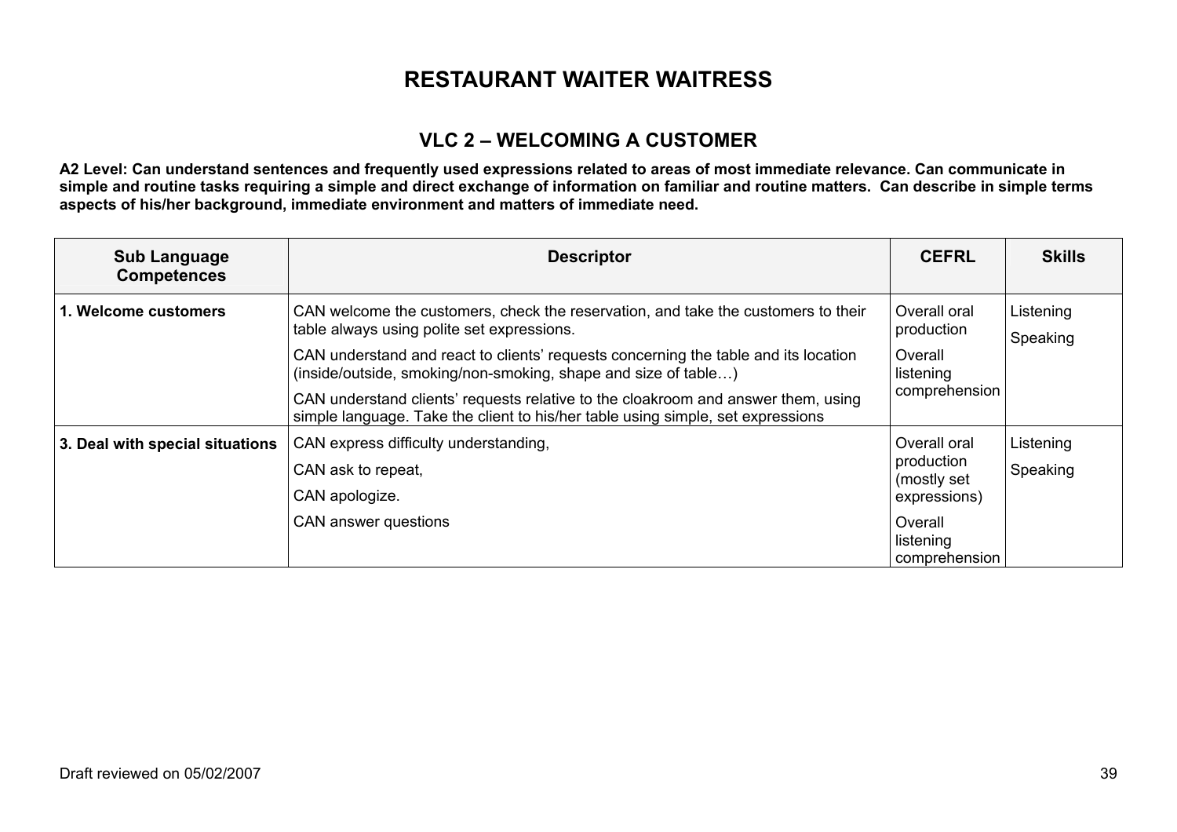# RESTAURANT WAITER WAITRESS

## VLC 2 – WELCOMING A CUSTOMER

**A2 Level: Can understand sentences and frequently used expressions related to areas of most immediate relevance. Can communicate in simple and routine tasks requiring a simple and direct exchange of information on familiar and routine matters. Can describe in simple terms aspects of his/her background, immediate environment and matters of immediate need.**

| Sub Language Competences | Descriptor | CEFRL | Skills |
|---|---|---|---|
| **1. Welcome customers** | CAN welcome the customers, check the reservation, and take the customers to their table always using polite set expressions.<br>CAN understand and react to clients' requests concerning the table and its location (inside/outside, smoking/non-smoking, shape and size of table…)<br>CAN understand clients' requests relative to the cloakroom and answer them, using simple language. Take the client to his/her table using simple, set expressions | Overall oral production<br>Overall listening comprehension | Listening<br>Speaking |
| **3. Deal with special situations** | CAN express difficulty understanding,<br>CAN ask to repeat,<br>CAN apologize.<br>CAN answer questions | Overall oral production (mostly set expressions)<br>Overall listening comprehension | Listening<br>Speaking |

Draft reviewed on 05/02/2007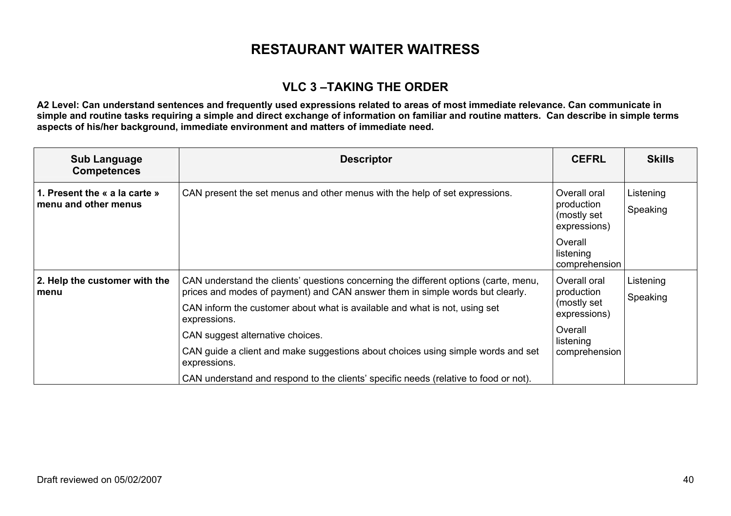# RESTAURANT WAITER WAITRESS

## VLC 3 –TAKING THE ORDER

**A2 Level: Can understand sentences and frequently used expressions related to areas of most immediate relevance. Can communicate in simple and routine tasks requiring a simple and direct exchange of information on familiar and routine matters. Can describe in simple terms aspects of his/her background, immediate environment and matters of immediate need.**

| Sub Language Competences | Descriptor | CEFRL | Skills |
|---|---|---|---|
| **1. Present the « a la carte » menu and other menus** | CAN present the set menus and other menus with the help of set expressions. | Overall oral production (mostly set expressions)<br>Overall listening comprehension | Listening<br>Speaking |
| **2. Help the customer with the menu** | CAN understand the clients' questions concerning the different options (carte, menu, prices and modes of payment) and CAN answer them in simple words but clearly.<br>CAN inform the customer about what is available and what is not, using set expressions.<br>CAN suggest alternative choices.<br>CAN guide a client and make suggestions about choices using simple words and set expressions.<br>CAN understand and respond to the clients' specific needs (relative to food or not). | Overall oral production (mostly set expressions)<br>Overall listening comprehension | Listening<br>Speaking |

Draft reviewed on 05/02/2007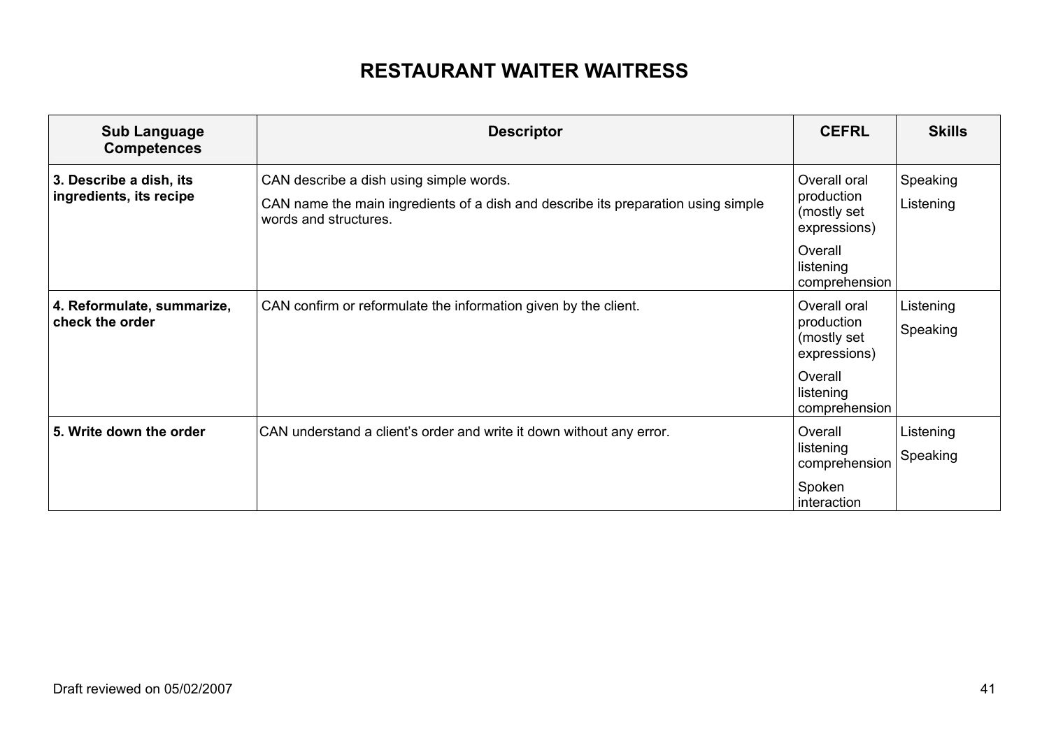# RESTAURANT WAITER WAITRESS

| Sub Language Competences | Descriptor | CEFRL | Skills |
|---|---|---|---|
| **3. Describe a dish, its ingredients, its recipe** | CAN describe a dish using simple words.<br>CAN name the main ingredients of a dish and describe its preparation using simple words and structures. | Overall oral production (mostly set expressions)<br>Overall listening comprehension | Speaking<br>Listening |
| **4. Reformulate, summarize, check the order** | CAN confirm or reformulate the information given by the client. | Overall oral production (mostly set expressions)<br>Overall listening comprehension | Listening<br>Speaking |
| **5. Write down the order** | CAN understand a client's order and write it down without any error. | Overall listening comprehension<br>Spoken interaction | Listening<br>Speaking |

Draft reviewed on 05/02/2007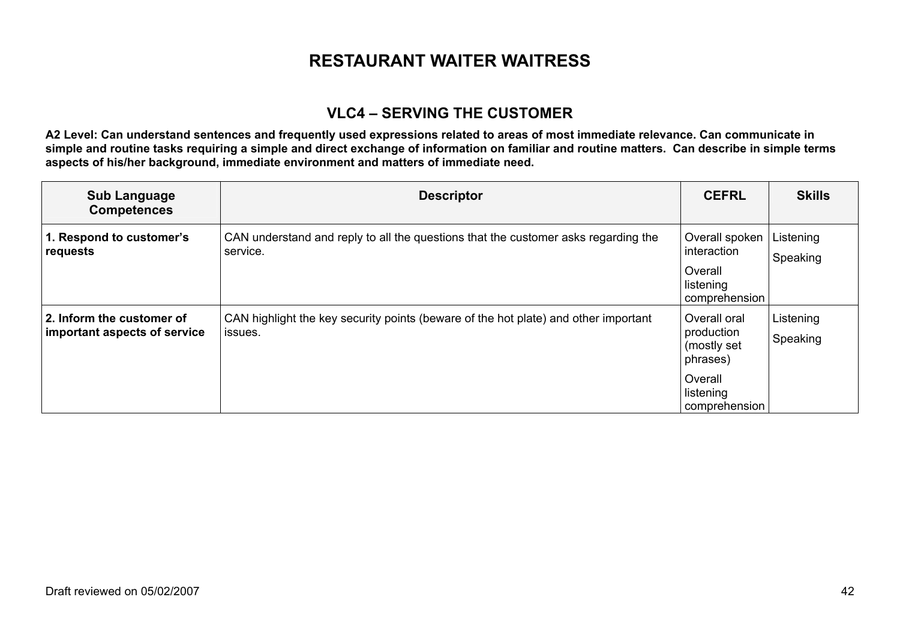# RESTAURANT WAITER WAITRESS

## VLC4 – SERVING THE CUSTOMER

**A2 Level: Can understand sentences and frequently used expressions related to areas of most immediate relevance. Can communicate in simple and routine tasks requiring a simple and direct exchange of information on familiar and routine matters. Can describe in simple terms aspects of his/her background, immediate environment and matters of immediate need.**

| Sub Language Competences | Descriptor | CEFRL | Skills |
|---|---|---|---|
| **1. Respond to customer's requests** | CAN understand and reply to all the questions that the customer asks regarding the service. | Overall spoken interaction<br>Overall listening comprehension | Listening<br>Speaking |
| **2. Inform the customer of important aspects of service** | CAN highlight the key security points (beware of the hot plate) and other important issues. | Overall oral production (mostly set phrases)<br>Overall listening comprehension | Listening<br>Speaking |

Draft reviewed on 05/02/2007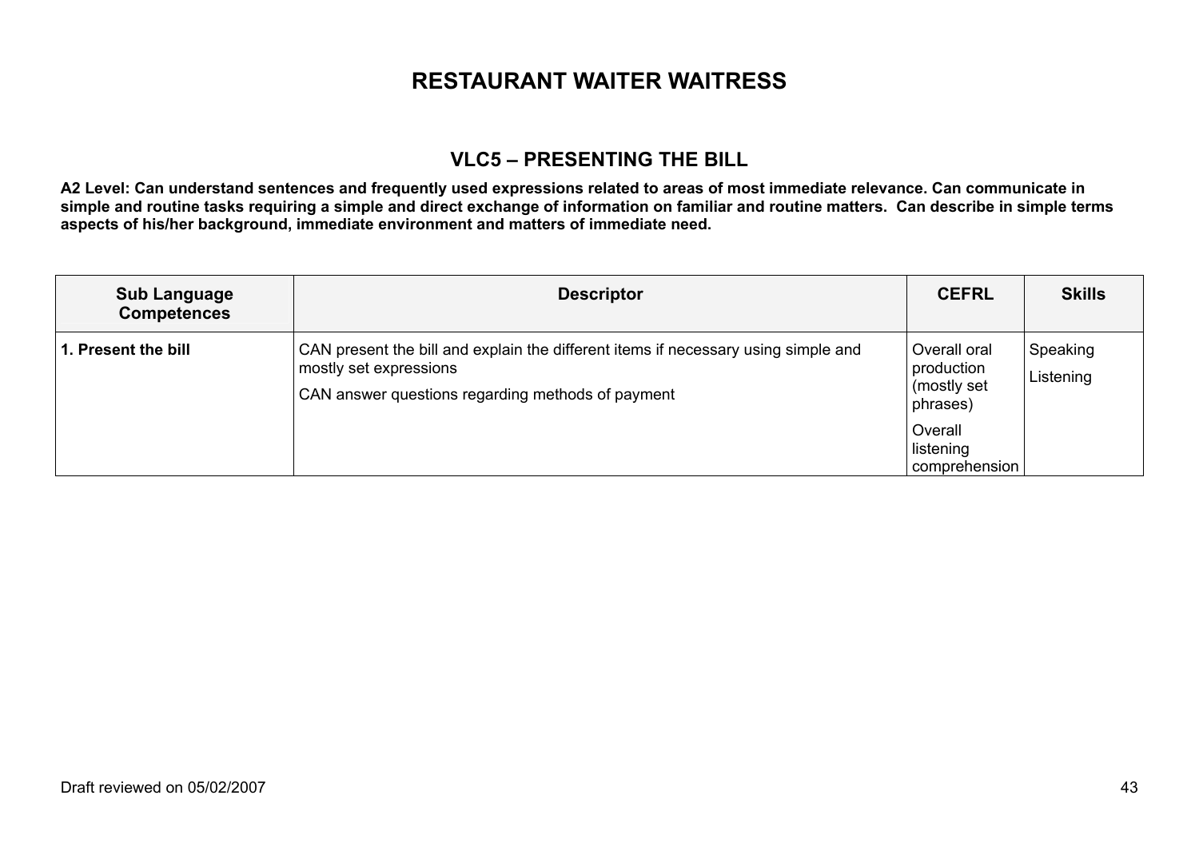# RESTAURANT WAITER WAITRESS

## VLC5 – PRESENTING THE BILL

**A2 Level: Can understand sentences and frequently used expressions related to areas of most immediate relevance. Can communicate in simple and routine tasks requiring a simple and direct exchange of information on familiar and routine matters. Can describe in simple terms aspects of his/her background, immediate environment and matters of immediate need.**

| Sub Language Competences | Descriptor | CEFRL | Skills |
|---|---|---|---|
| **1. Present the bill** | CAN present the bill and explain the different items if necessary using simple and mostly set expressions<br>CAN answer questions regarding methods of payment | Overall oral production (mostly set phrases)<br>Overall listening comprehension | Speaking<br>Listening |

Draft reviewed on 05/02/2007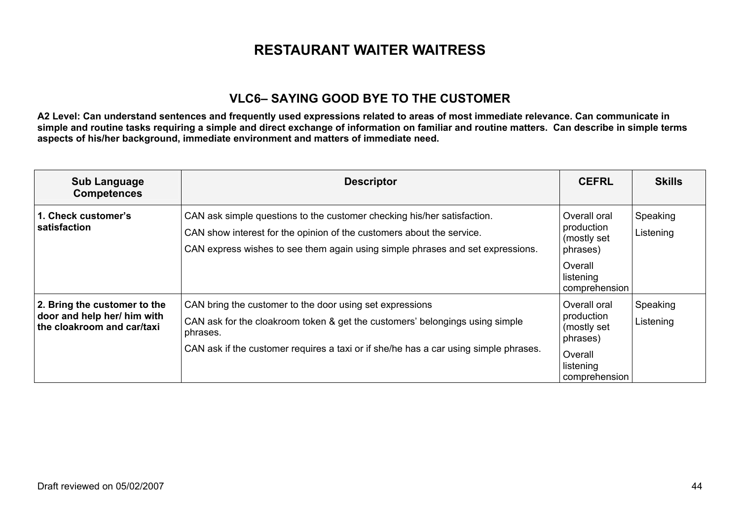# RESTAURANT WAITER WAITRESS

## VLC6– SAYING GOOD BYE TO THE CUSTOMER

**A2 Level: Can understand sentences and frequently used expressions related to areas of most immediate relevance. Can communicate in simple and routine tasks requiring a simple and direct exchange of information on familiar and routine matters. Can describe in simple terms aspects of his/her background, immediate environment and matters of immediate need.**

| Sub Language Competences | Descriptor | CEFRL | Skills |
|---|---|---|---|
| **1. Check customer's satisfaction** | CAN ask simple questions to the customer checking his/her satisfaction.<br>CAN show interest for the opinion of the customers about the service.<br>CAN express wishes to see them again using simple phrases and set expressions. | Overall oral production (mostly set phrases)<br>Overall listening comprehension | Speaking<br>Listening |
| **2. Bring the customer to the door and help her/ him with the cloakroom and car/taxi** | CAN bring the customer to the door using set expressions<br>CAN ask for the cloakroom token & get the customers' belongings using simple phrases.<br>CAN ask if the customer requires a taxi or if she/he has a car using simple phrases. | Overall oral production (mostly set phrases)<br>Overall listening comprehension | Speaking<br>Listening |

Draft reviewed on 05/02/2007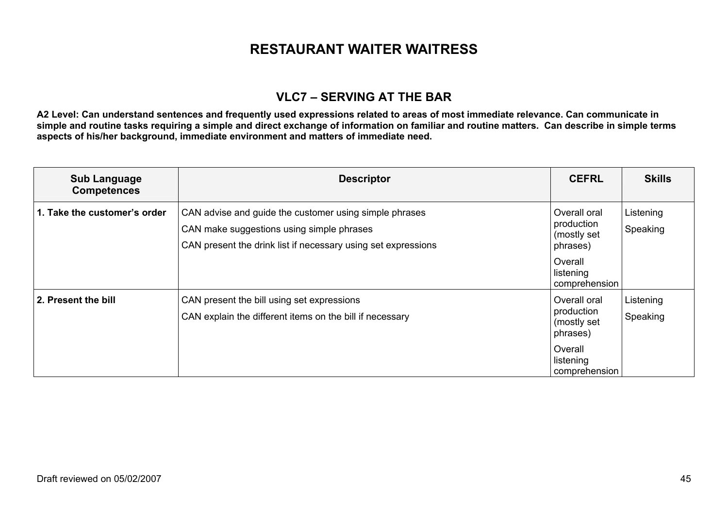# RESTAURANT WAITER WAITRESS

## VLC7 – SERVING AT THE BAR

**A2 Level: Can understand sentences and frequently used expressions related to areas of most immediate relevance. Can communicate in simple and routine tasks requiring a simple and direct exchange of information on familiar and routine matters. Can describe in simple terms aspects of his/her background, immediate environment and matters of immediate need.**

| Sub Language Competences | Descriptor | CEFRL | Skills |
|---|---|---|---|
| **1. Take the customer's order** | CAN advise and guide the customer using simple phrases<br>CAN make suggestions using simple phrases<br>CAN present the drink list if necessary using set expressions | Overall oral production (mostly set phrases)<br>Overall listening comprehension | Listening<br>Speaking |
| **2. Present the bill** | CAN present the bill using set expressions<br>CAN explain the different items on the bill if necessary | Overall oral production (mostly set phrases)<br>Overall listening comprehension | Listening<br>Speaking |

Draft reviewed on 05/02/2007